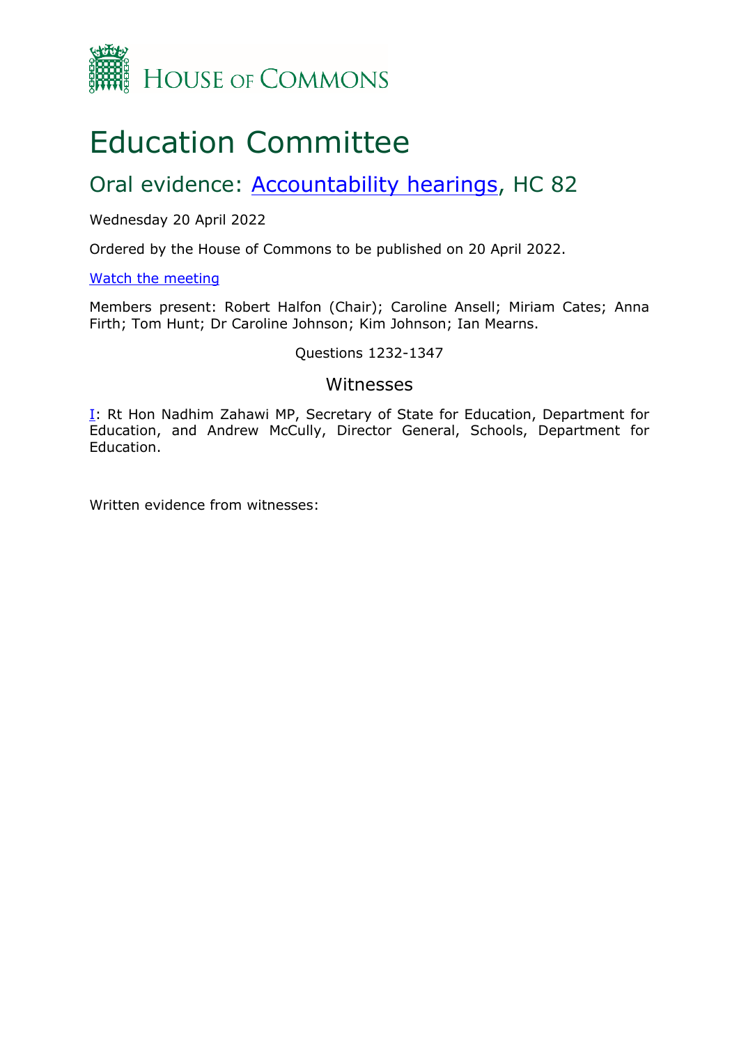HOUSE OF COMMONS

# Education Committee

## Oral evidence: [Accountability hearings](#), HC 82

Wednesday 20 April 2022

Ordered by the House of Commons to be published on 20 April 2022.

[Watch the meeting](#)

Members present: Robert Halfon (Chair); Caroline Ansell; Miriam Cates; Anna Firth; Tom Hunt; Dr Caroline Johnson; Kim Johnson; Ian Mearns.

Questions 1232-1347

### Witnesses

[I](#): Rt Hon Nadhim Zahawi MP, Secretary of State for Education, Department for Education, and Andrew McCully, Director General, Schools, Department for Education.

Written evidence from witnesses: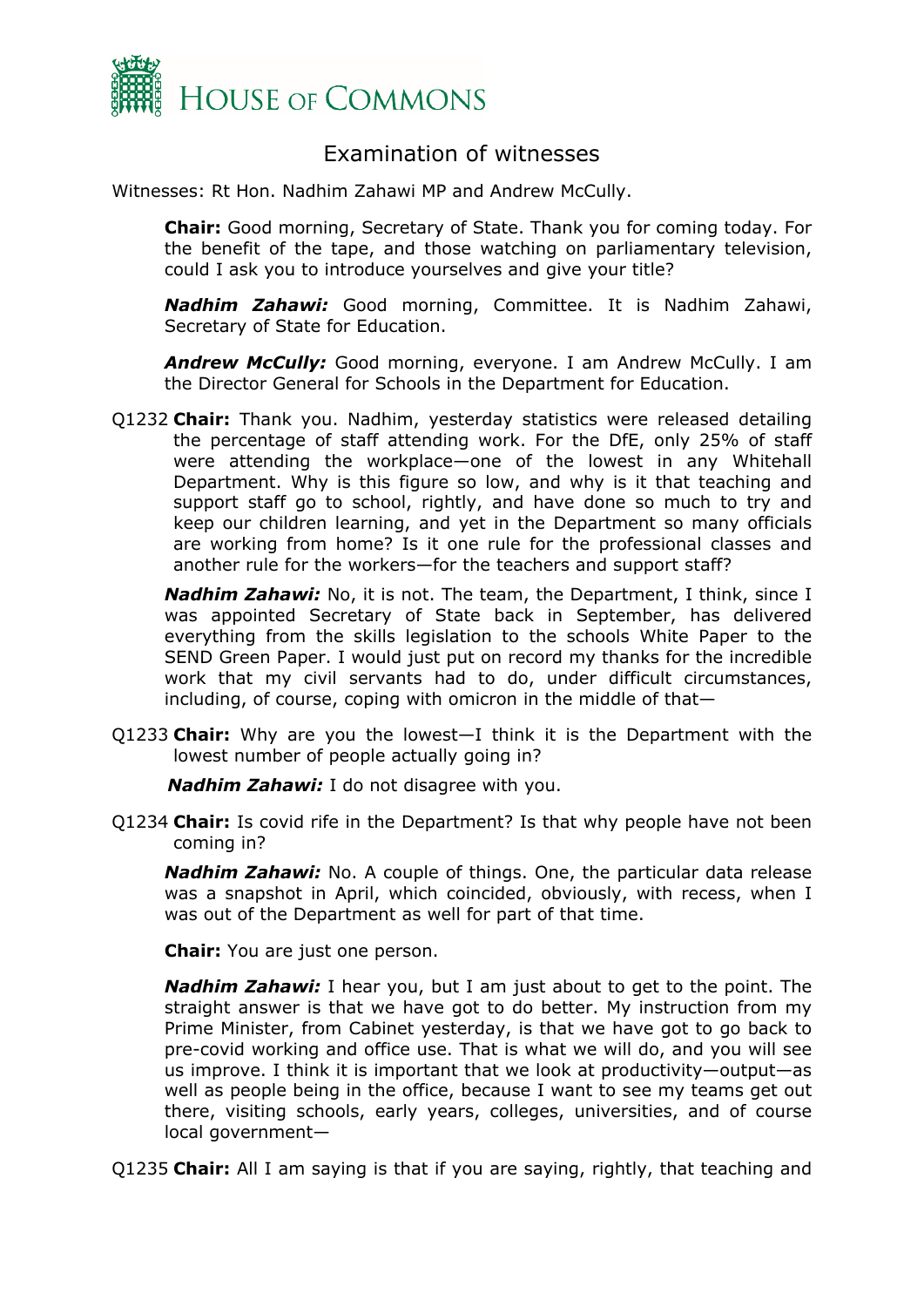# Examination of witnesses

Witnesses: Rt Hon. Nadhim Zahawi MP and Andrew McCully.

**Chair:** Good morning, Secretary of State. Thank you for coming today. For the benefit of the tape, and those watching on parliamentary television, could I ask you to introduce yourselves and give your title?

***Nadhim Zahawi:*** Good morning, Committee. It is Nadhim Zahawi, Secretary of State for Education.

***Andrew McCully:*** Good morning, everyone. I am Andrew McCully. I am the Director General for Schools in the Department for Education.

Q1232 **Chair:** Thank you. Nadhim, yesterday statistics were released detailing the percentage of staff attending work. For the DfE, only 25% of staff were attending the workplace—one of the lowest in any Whitehall Department. Why is this figure so low, and why is it that teaching and support staff go to school, rightly, and have done so much to try and keep our children learning, and yet in the Department so many officials are working from home? Is it one rule for the professional classes and another rule for the workers—for the teachers and support staff?

***Nadhim Zahawi:*** No, it is not. The team, the Department, I think, since I was appointed Secretary of State back in September, has delivered everything from the skills legislation to the schools White Paper to the SEND Green Paper. I would just put on record my thanks for the incredible work that my civil servants had to do, under difficult circumstances, including, of course, coping with omicron in the middle of that—

Q1233 **Chair:** Why are you the lowest—I think it is the Department with the lowest number of people actually going in?

***Nadhim Zahawi:*** I do not disagree with you.

Q1234 **Chair:** Is covid rife in the Department? Is that why people have not been coming in?

***Nadhim Zahawi:*** No. A couple of things. One, the particular data release was a snapshot in April, which coincided, obviously, with recess, when I was out of the Department as well for part of that time.

**Chair:** You are just one person.

***Nadhim Zahawi:*** I hear you, but I am just about to get to the point. The straight answer is that we have got to do better. My instruction from my Prime Minister, from Cabinet yesterday, is that we have got to go back to pre-covid working and office use. That is what we will do, and you will see us improve. I think it is important that we look at productivity—output—as well as people being in the office, because I want to see my teams get out there, visiting schools, early years, colleges, universities, and of course local government—

Q1235 **Chair:** All I am saying is that if you are saying, rightly, that teaching and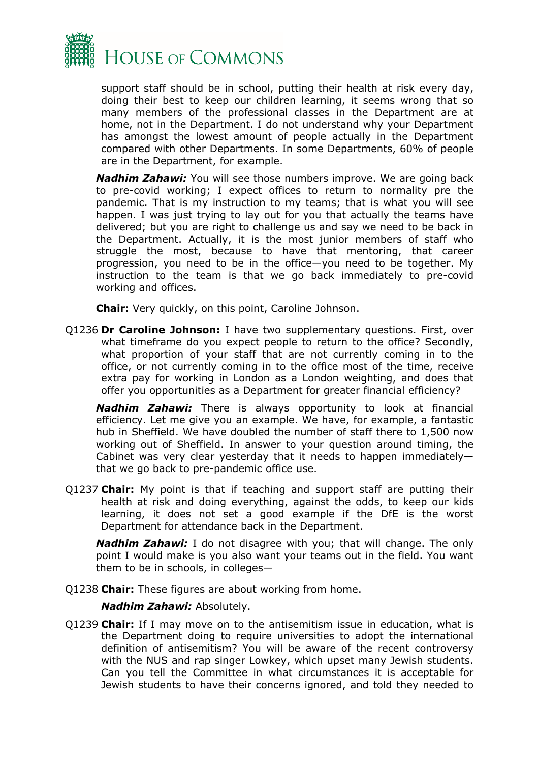support staff should be in school, putting their health at risk every day, doing their best to keep our children learning, it seems wrong that so many members of the professional classes in the Department are at home, not in the Department. I do not understand why your Department has amongst the lowest amount of people actually in the Department compared with other Departments. In some Departments, 60% of people are in the Department, for example.

***Nadhim Zahawi:*** You will see those numbers improve. We are going back to pre-covid working; I expect offices to return to normality pre the pandemic. That is my instruction to my teams; that is what you will see happen. I was just trying to lay out for you that actually the teams have delivered; but you are right to challenge us and say we need to be back in the Department. Actually, it is the most junior members of staff who struggle the most, because to have that mentoring, that career progression, you need to be in the office—you need to be together. My instruction to the team is that we go back immediately to pre-covid working and offices.

**Chair:** Very quickly, on this point, Caroline Johnson.

Q1236 **Dr Caroline Johnson:** I have two supplementary questions. First, over what timeframe do you expect people to return to the office? Secondly, what proportion of your staff that are not currently coming in to the office, or not currently coming in to the office most of the time, receive extra pay for working in London as a London weighting, and does that offer you opportunities as a Department for greater financial efficiency?

***Nadhim Zahawi:*** There is always opportunity to look at financial efficiency. Let me give you an example. We have, for example, a fantastic hub in Sheffield. We have doubled the number of staff there to 1,500 now working out of Sheffield. In answer to your question around timing, the Cabinet was very clear yesterday that it needs to happen immediately—that we go back to pre-pandemic office use.

Q1237 **Chair:** My point is that if teaching and support staff are putting their health at risk and doing everything, against the odds, to keep our kids learning, it does not set a good example if the DfE is the worst Department for attendance back in the Department.

***Nadhim Zahawi:*** I do not disagree with you; that will change. The only point I would make is you also want your teams out in the field. You want them to be in schools, in colleges—

Q1238 **Chair:** These figures are about working from home.

***Nadhim Zahawi:*** Absolutely.

Q1239 **Chair:** If I may move on to the antisemitism issue in education, what is the Department doing to require universities to adopt the international definition of antisemitism? You will be aware of the recent controversy with the NUS and rap singer Lowkey, which upset many Jewish students. Can you tell the Committee in what circumstances it is acceptable for Jewish students to have their concerns ignored, and told they needed to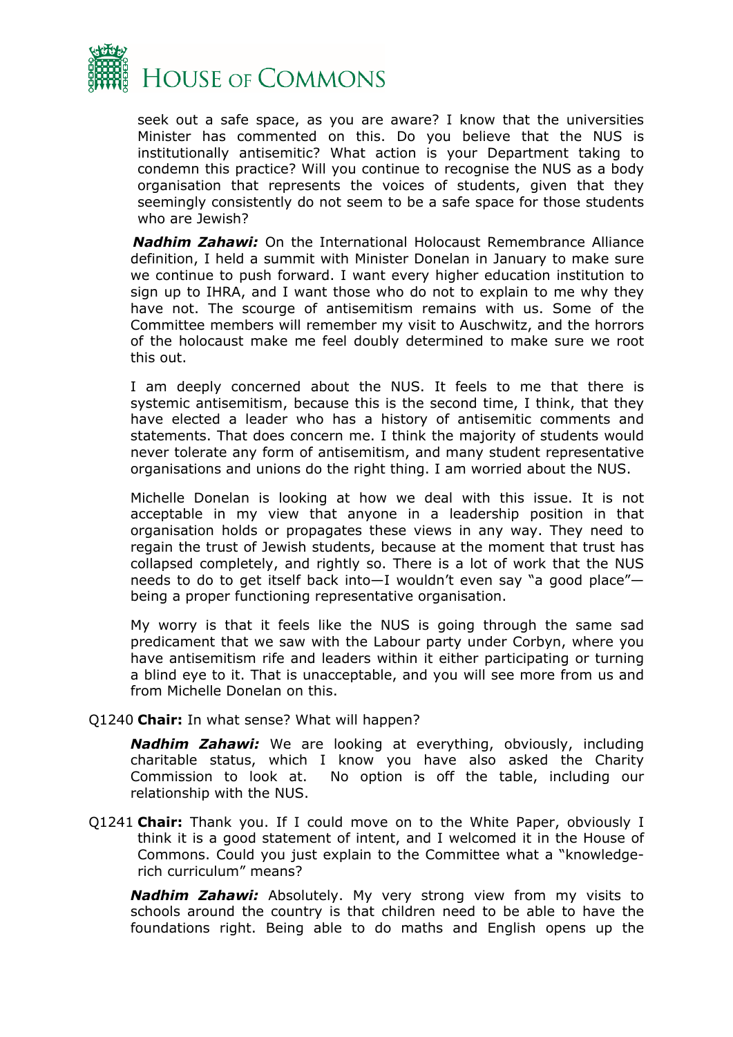seek out a safe space, as you are aware? I know that the universities Minister has commented on this. Do you believe that the NUS is institutionally antisemitic? What action is your Department taking to condemn this practice? Will you continue to recognise the NUS as a body organisation that represents the voices of students, given that they seemingly consistently do not seem to be a safe space for those students who are Jewish?

***Nadhim Zahawi:*** On the International Holocaust Remembrance Alliance definition, I held a summit with Minister Donelan in January to make sure we continue to push forward. I want every higher education institution to sign up to IHRA, and I want those who do not to explain to me why they have not. The scourge of antisemitism remains with us. Some of the Committee members will remember my visit to Auschwitz, and the horrors of the holocaust make me feel doubly determined to make sure we root this out.

I am deeply concerned about the NUS. It feels to me that there is systemic antisemitism, because this is the second time, I think, that they have elected a leader who has a history of antisemitic comments and statements. That does concern me. I think the majority of students would never tolerate any form of antisemitism, and many student representative organisations and unions do the right thing. I am worried about the NUS.

Michelle Donelan is looking at how we deal with this issue. It is not acceptable in my view that anyone in a leadership position in that organisation holds or propagates these views in any way. They need to regain the trust of Jewish students, because at the moment that trust has collapsed completely, and rightly so. There is a lot of work that the NUS needs to do to get itself back into—I wouldn't even say "a good place"—being a proper functioning representative organisation.

My worry is that it feels like the NUS is going through the same sad predicament that we saw with the Labour party under Corbyn, where you have antisemitism rife and leaders within it either participating or turning a blind eye to it. That is unacceptable, and you will see more from us and from Michelle Donelan on this.

Q1240 **Chair:** In what sense? What will happen?

***Nadhim Zahawi:*** We are looking at everything, obviously, including charitable status, which I know you have also asked the Charity Commission to look at. No option is off the table, including our relationship with the NUS.

Q1241 **Chair:** Thank you. If I could move on to the White Paper, obviously I think it is a good statement of intent, and I welcomed it in the House of Commons. Could you just explain to the Committee what a "knowledge-rich curriculum" means?

***Nadhim Zahawi:*** Absolutely. My very strong view from my visits to schools around the country is that children need to be able to have the foundations right. Being able to do maths and English opens up the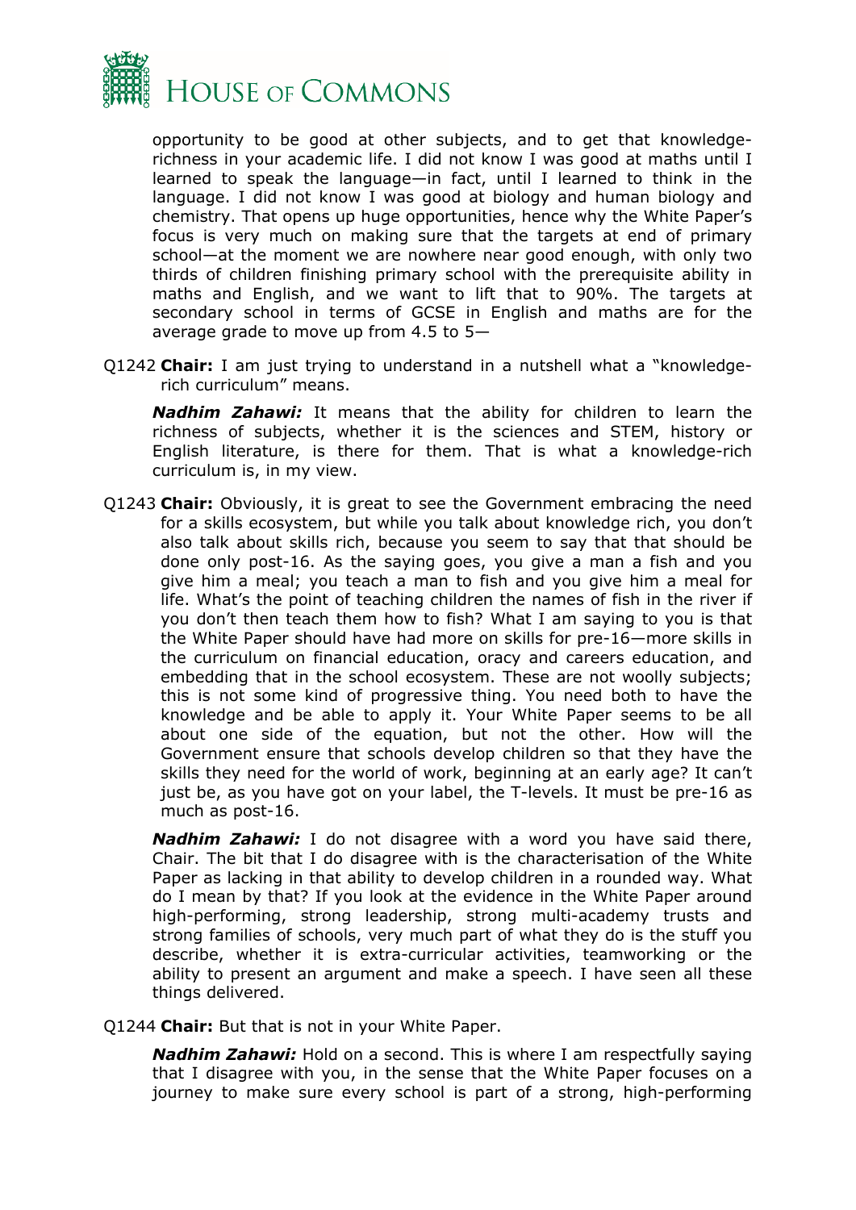opportunity to be good at other subjects, and to get that knowledge-richness in your academic life. I did not know I was good at maths until I learned to speak the language—in fact, until I learned to think in the language. I did not know I was good at biology and human biology and chemistry. That opens up huge opportunities, hence why the White Paper's focus is very much on making sure that the targets at end of primary school—at the moment we are nowhere near good enough, with only two thirds of children finishing primary school with the prerequisite ability in maths and English, and we want to lift that to 90%. The targets at secondary school in terms of GCSE in English and maths are for the average grade to move up from 4.5 to 5—

Q1242 **Chair:** I am just trying to understand in a nutshell what a "knowledge-rich curriculum" means.

***Nadhim Zahawi:*** It means that the ability for children to learn the richness of subjects, whether it is the sciences and STEM, history or English literature, is there for them. That is what a knowledge-rich curriculum is, in my view.

Q1243 **Chair:** Obviously, it is great to see the Government embracing the need for a skills ecosystem, but while you talk about knowledge rich, you don't also talk about skills rich, because you seem to say that that should be done only post-16. As the saying goes, you give a man a fish and you give him a meal; you teach a man to fish and you give him a meal for life. What's the point of teaching children the names of fish in the river if you don't then teach them how to fish? What I am saying to you is that the White Paper should have had more on skills for pre-16—more skills in the curriculum on financial education, oracy and careers education, and embedding that in the school ecosystem. These are not woolly subjects; this is not some kind of progressive thing. You need both to have the knowledge and be able to apply it. Your White Paper seems to be all about one side of the equation, but not the other. How will the Government ensure that schools develop children so that they have the skills they need for the world of work, beginning at an early age? It can't just be, as you have got on your label, the T-levels. It must be pre-16 as much as post-16.

***Nadhim Zahawi:*** I do not disagree with a word you have said there, Chair. The bit that I do disagree with is the characterisation of the White Paper as lacking in that ability to develop children in a rounded way. What do I mean by that? If you look at the evidence in the White Paper around high-performing, strong leadership, strong multi-academy trusts and strong families of schools, very much part of what they do is the stuff you describe, whether it is extra-curricular activities, teamworking or the ability to present an argument and make a speech. I have seen all these things delivered.

Q1244 **Chair:** But that is not in your White Paper.

***Nadhim Zahawi:*** Hold on a second. This is where I am respectfully saying that I disagree with you, in the sense that the White Paper focuses on a journey to make sure every school is part of a strong, high-performing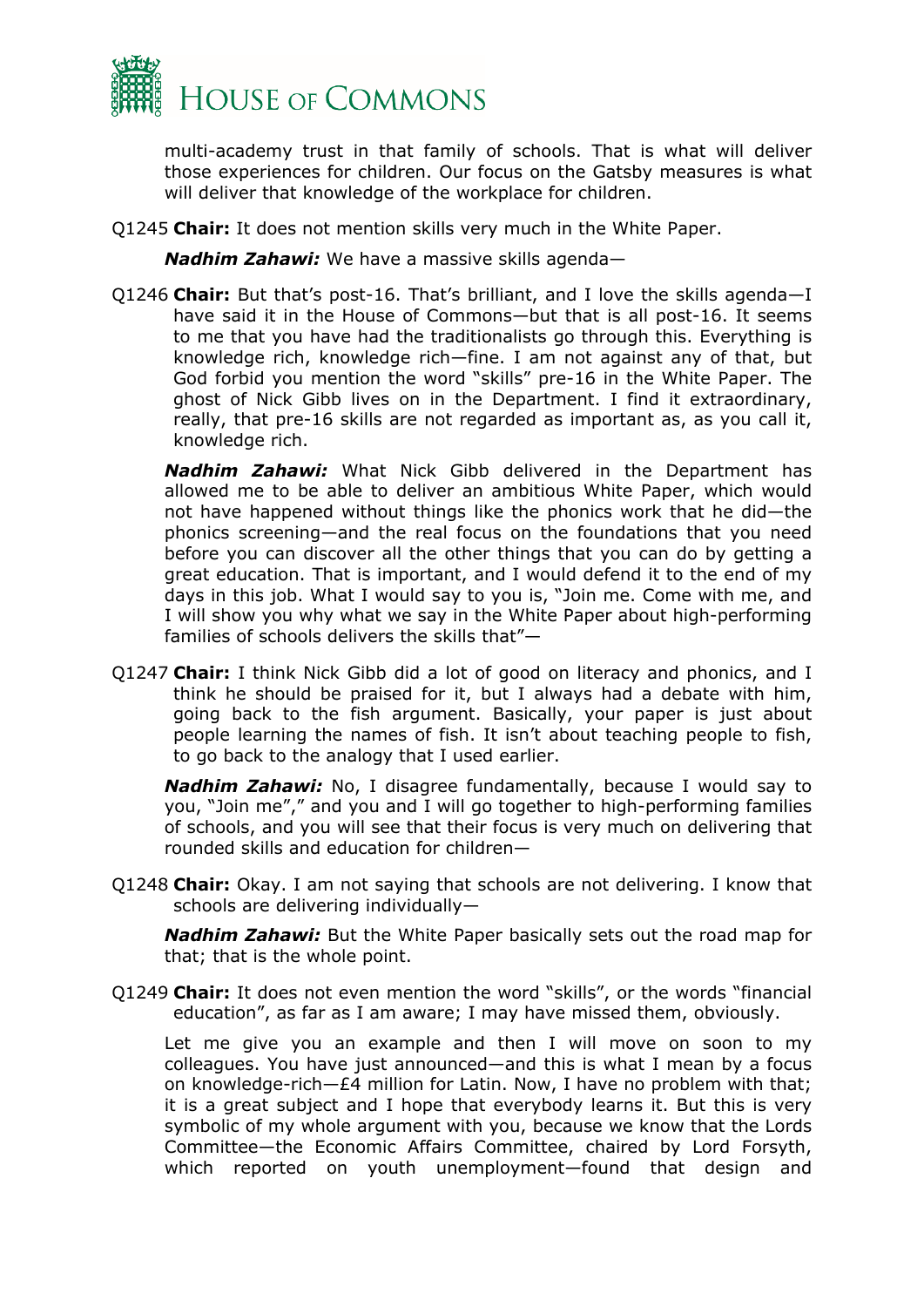multi-academy trust in that family of schools. That is what will deliver those experiences for children. Our focus on the Gatsby measures is what will deliver that knowledge of the workplace for children.

Q1245 **Chair:** It does not mention skills very much in the White Paper.

***Nadhim Zahawi:*** We have a massive skills agenda—

Q1246 **Chair:** But that's post-16. That's brilliant, and I love the skills agenda—I have said it in the House of Commons—but that is all post-16. It seems to me that you have had the traditionalists go through this. Everything is knowledge rich, knowledge rich—fine. I am not against any of that, but God forbid you mention the word "skills" pre-16 in the White Paper. The ghost of Nick Gibb lives on in the Department. I find it extraordinary, really, that pre-16 skills are not regarded as important as, as you call it, knowledge rich.

***Nadhim Zahawi:*** What Nick Gibb delivered in the Department has allowed me to be able to deliver an ambitious White Paper, which would not have happened without things like the phonics work that he did—the phonics screening—and the real focus on the foundations that you need before you can discover all the other things that you can do by getting a great education. That is important, and I would defend it to the end of my days in this job. What I would say to you is, "Join me. Come with me, and I will show you why what we say in the White Paper about high-performing families of schools delivers the skills that"—

Q1247 **Chair:** I think Nick Gibb did a lot of good on literacy and phonics, and I think he should be praised for it, but I always had a debate with him, going back to the fish argument. Basically, your paper is just about people learning the names of fish. It isn't about teaching people to fish, to go back to the analogy that I used earlier.

***Nadhim Zahawi:*** No, I disagree fundamentally, because I would say to you, "Join me"," and you and I will go together to high-performing families of schools, and you will see that their focus is very much on delivering that rounded skills and education for children—

Q1248 **Chair:** Okay. I am not saying that schools are not delivering. I know that schools are delivering individually—

***Nadhim Zahawi:*** But the White Paper basically sets out the road map for that; that is the whole point.

Q1249 **Chair:** It does not even mention the word "skills", or the words "financial education", as far as I am aware; I may have missed them, obviously.

Let me give you an example and then I will move on soon to my colleagues. You have just announced—and this is what I mean by a focus on knowledge-rich—£4 million for Latin. Now, I have no problem with that; it is a great subject and I hope that everybody learns it. But this is very symbolic of my whole argument with you, because we know that the Lords Committee—the Economic Affairs Committee, chaired by Lord Forsyth, which reported on youth unemployment—found that design and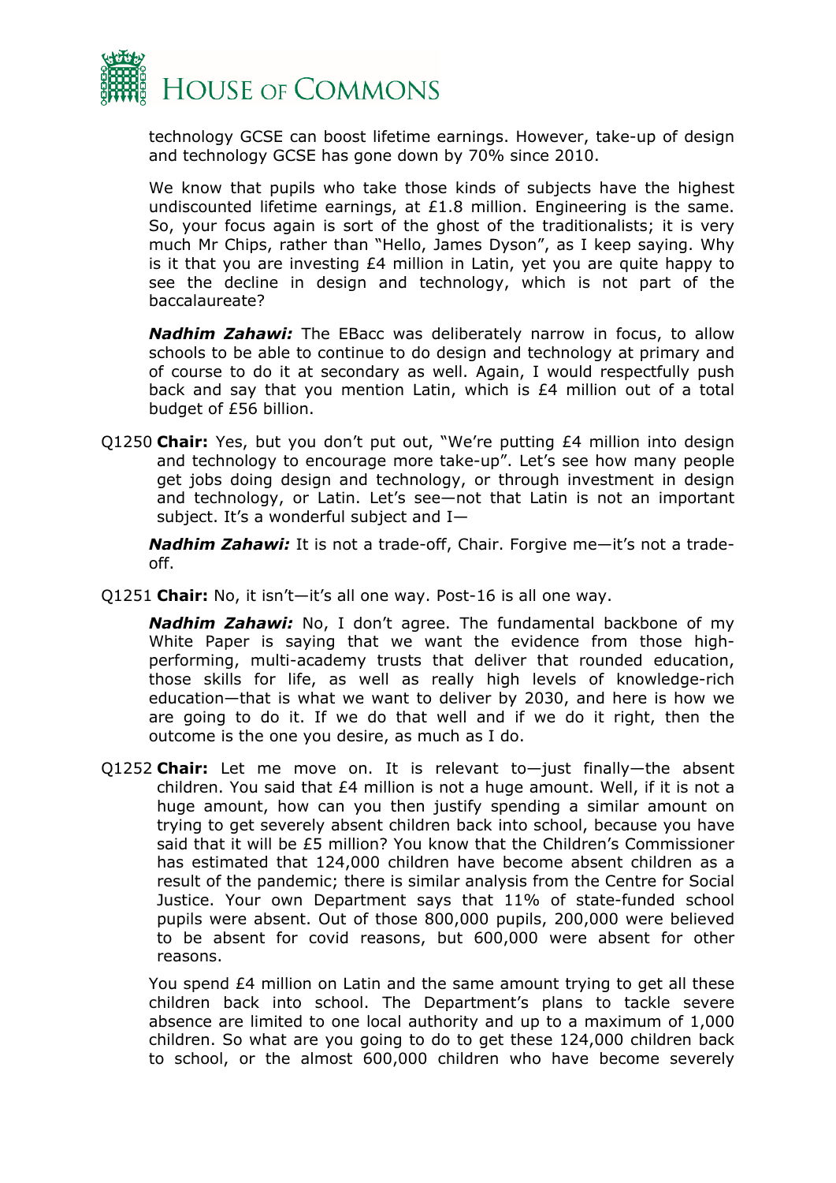technology GCSE can boost lifetime earnings. However, take-up of design and technology GCSE has gone down by 70% since 2010.

We know that pupils who take those kinds of subjects have the highest undiscounted lifetime earnings, at £1.8 million. Engineering is the same. So, your focus again is sort of the ghost of the traditionalists; it is very much Mr Chips, rather than "Hello, James Dyson", as I keep saying. Why is it that you are investing £4 million in Latin, yet you are quite happy to see the decline in design and technology, which is not part of the baccalaureate?

***Nadhim Zahawi:*** The EBacc was deliberately narrow in focus, to allow schools to be able to continue to do design and technology at primary and of course to do it at secondary as well. Again, I would respectfully push back and say that you mention Latin, which is £4 million out of a total budget of £56 billion.

Q1250 **Chair:** Yes, but you don't put out, "We're putting £4 million into design and technology to encourage more take-up". Let's see how many people get jobs doing design and technology, or through investment in design and technology, or Latin. Let's see—not that Latin is not an important subject. It's a wonderful subject and I—

***Nadhim Zahawi:*** It is not a trade-off, Chair. Forgive me—it's not a trade-off.

Q1251 **Chair:** No, it isn't—it's all one way. Post-16 is all one way.

***Nadhim Zahawi:*** No, I don't agree. The fundamental backbone of my White Paper is saying that we want the evidence from those high-performing, multi-academy trusts that deliver that rounded education, those skills for life, as well as really high levels of knowledge-rich education—that is what we want to deliver by 2030, and here is how we are going to do it. If we do that well and if we do it right, then the outcome is the one you desire, as much as I do.

Q1252 **Chair:** Let me move on. It is relevant to—just finally—the absent children. You said that £4 million is not a huge amount. Well, if it is not a huge amount, how can you then justify spending a similar amount on trying to get severely absent children back into school, because you have said that it will be £5 million? You know that the Children's Commissioner has estimated that 124,000 children have become absent children as a result of the pandemic; there is similar analysis from the Centre for Social Justice. Your own Department says that 11% of state-funded school pupils were absent. Out of those 800,000 pupils, 200,000 were believed to be absent for covid reasons, but 600,000 were absent for other reasons.

You spend £4 million on Latin and the same amount trying to get all these children back into school. The Department's plans to tackle severe absence are limited to one local authority and up to a maximum of 1,000 children. So what are you going to do to get these 124,000 children back to school, or the almost 600,000 children who have become severely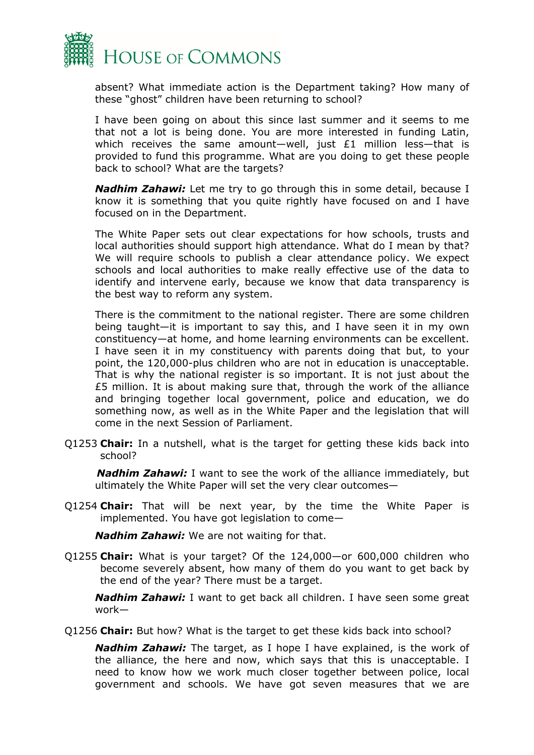absent? What immediate action is the Department taking? How many of these "ghost" children have been returning to school?

I have been going on about this since last summer and it seems to me that not a lot is being done. You are more interested in funding Latin, which receives the same amount—well, just £1 million less—that is provided to fund this programme. What are you doing to get these people back to school? What are the targets?

***Nadhim Zahawi:*** Let me try to go through this in some detail, because I know it is something that you quite rightly have focused on and I have focused on in the Department.

The White Paper sets out clear expectations for how schools, trusts and local authorities should support high attendance. What do I mean by that? We will require schools to publish a clear attendance policy. We expect schools and local authorities to make really effective use of the data to identify and intervene early, because we know that data transparency is the best way to reform any system.

There is the commitment to the national register. There are some children being taught—it is important to say this, and I have seen it in my own constituency—at home, and home learning environments can be excellent. I have seen it in my constituency with parents doing that but, to your point, the 120,000-plus children who are not in education is unacceptable. That is why the national register is so important. It is not just about the £5 million. It is about making sure that, through the work of the alliance and bringing together local government, police and education, we do something now, as well as in the White Paper and the legislation that will come in the next Session of Parliament.

Q1253 **Chair:** In a nutshell, what is the target for getting these kids back into school?

***Nadhim Zahawi:*** I want to see the work of the alliance immediately, but ultimately the White Paper will set the very clear outcomes—

Q1254 **Chair:** That will be next year, by the time the White Paper is implemented. You have got legislation to come—

***Nadhim Zahawi:*** We are not waiting for that.

Q1255 **Chair:** What is your target? Of the 124,000—or 600,000 children who become severely absent, how many of them do you want to get back by the end of the year? There must be a target.

***Nadhim Zahawi:*** I want to get back all children. I have seen some great work—

Q1256 **Chair:** But how? What is the target to get these kids back into school?

***Nadhim Zahawi:*** The target, as I hope I have explained, is the work of the alliance, the here and now, which says that this is unacceptable. I need to know how we work much closer together between police, local government and schools. We have got seven measures that we are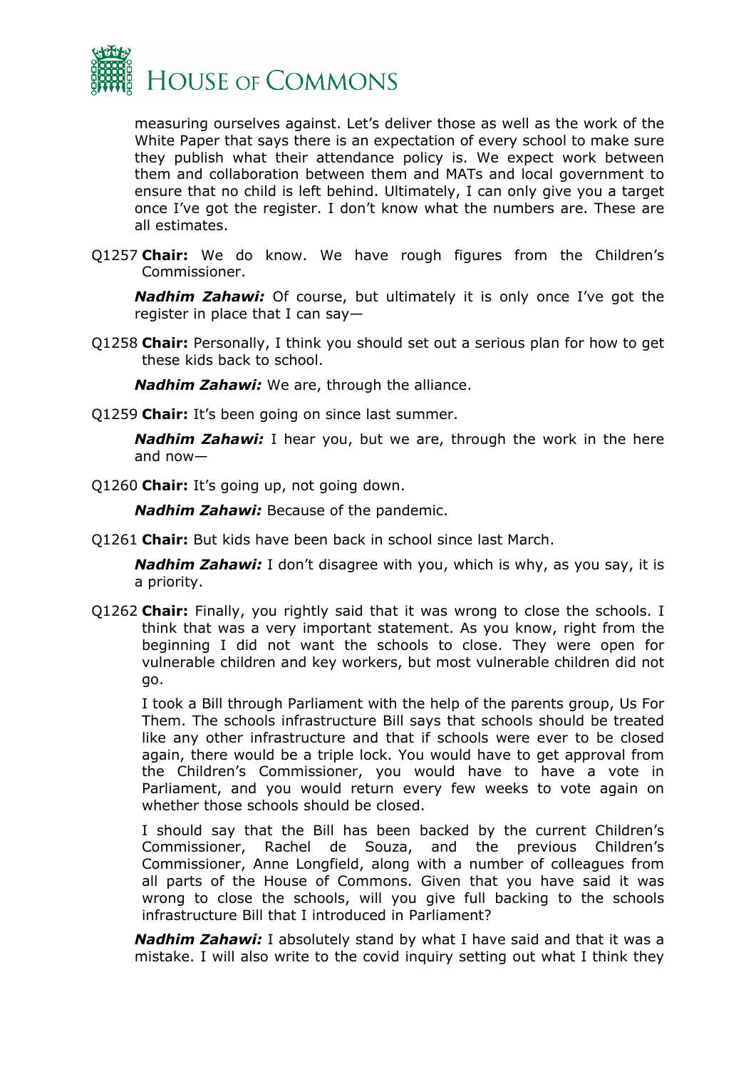measuring ourselves against. Let's deliver those as well as the work of the White Paper that says there is an expectation of every school to make sure they publish what their attendance policy is. We expect work between them and collaboration between them and MATs and local government to ensure that no child is left behind. Ultimately, I can only give you a target once I've got the register. I don't know what the numbers are. These are all estimates.

Q1257 **Chair:** We do know. We have rough figures from the Children's Commissioner.

***Nadhim Zahawi:*** Of course, but ultimately it is only once I've got the register in place that I can say—

Q1258 **Chair:** Personally, I think you should set out a serious plan for how to get these kids back to school.

***Nadhim Zahawi:*** We are, through the alliance.

Q1259 **Chair:** It's been going on since last summer.

***Nadhim Zahawi:*** I hear you, but we are, through the work in the here and now—

Q1260 **Chair:** It's going up, not going down.

***Nadhim Zahawi:*** Because of the pandemic.

Q1261 **Chair:** But kids have been back in school since last March.

***Nadhim Zahawi:*** I don't disagree with you, which is why, as you say, it is a priority.

Q1262 **Chair:** Finally, you rightly said that it was wrong to close the schools. I think that was a very important statement. As you know, right from the beginning I did not want the schools to close. They were open for vulnerable children and key workers, but most vulnerable children did not go.

I took a Bill through Parliament with the help of the parents group, Us For Them. The schools infrastructure Bill says that schools should be treated like any other infrastructure and that if schools were ever to be closed again, there would be a triple lock. You would have to get approval from the Children's Commissioner, you would have to have a vote in Parliament, and you would return every few weeks to vote again on whether those schools should be closed.

I should say that the Bill has been backed by the current Children's Commissioner, Rachel de Souza, and the previous Children's Commissioner, Anne Longfield, along with a number of colleagues from all parts of the House of Commons. Given that you have said it was wrong to close the schools, will you give full backing to the schools infrastructure Bill that I introduced in Parliament?

***Nadhim Zahawi:*** I absolutely stand by what I have said and that it was a mistake. I will also write to the covid inquiry setting out what I think they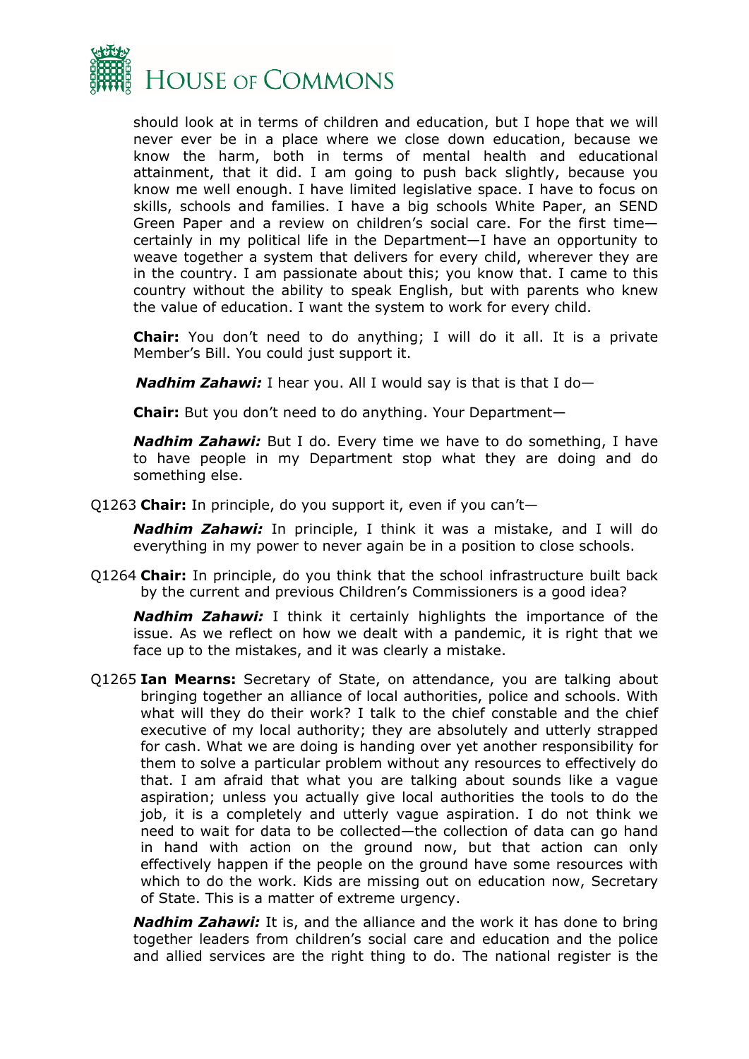should look at in terms of children and education, but I hope that we will never ever be in a place where we close down education, because we know the harm, both in terms of mental health and educational attainment, that it did. I am going to push back slightly, because you know me well enough. I have limited legislative space. I have to focus on skills, schools and families. I have a big schools White Paper, an SEND Green Paper and a review on children's social care. For the first time—certainly in my political life in the Department—I have an opportunity to weave together a system that delivers for every child, wherever they are in the country. I am passionate about this; you know that. I came to this country without the ability to speak English, but with parents who knew the value of education. I want the system to work for every child.

**Chair:** You don't need to do anything; I will do it all. It is a private Member's Bill. You could just support it.

***Nadhim Zahawi:*** I hear you. All I would say is that is that I do—

**Chair:** But you don't need to do anything. Your Department—

***Nadhim Zahawi:*** But I do. Every time we have to do something, I have to have people in my Department stop what they are doing and do something else.

Q1263 **Chair:** In principle, do you support it, even if you can't—

***Nadhim Zahawi:*** In principle, I think it was a mistake, and I will do everything in my power to never again be in a position to close schools.

Q1264 **Chair:** In principle, do you think that the school infrastructure built back by the current and previous Children's Commissioners is a good idea?

***Nadhim Zahawi:*** I think it certainly highlights the importance of the issue. As we reflect on how we dealt with a pandemic, it is right that we face up to the mistakes, and it was clearly a mistake.

Q1265 **Ian Mearns:** Secretary of State, on attendance, you are talking about bringing together an alliance of local authorities, police and schools. With what will they do their work? I talk to the chief constable and the chief executive of my local authority; they are absolutely and utterly strapped for cash. What we are doing is handing over yet another responsibility for them to solve a particular problem without any resources to effectively do that. I am afraid that what you are talking about sounds like a vague aspiration; unless you actually give local authorities the tools to do the job, it is a completely and utterly vague aspiration. I do not think we need to wait for data to be collected—the collection of data can go hand in hand with action on the ground now, but that action can only effectively happen if the people on the ground have some resources with which to do the work. Kids are missing out on education now, Secretary of State. This is a matter of extreme urgency.

***Nadhim Zahawi:*** It is, and the alliance and the work it has done to bring together leaders from children's social care and education and the police and allied services are the right thing to do. The national register is the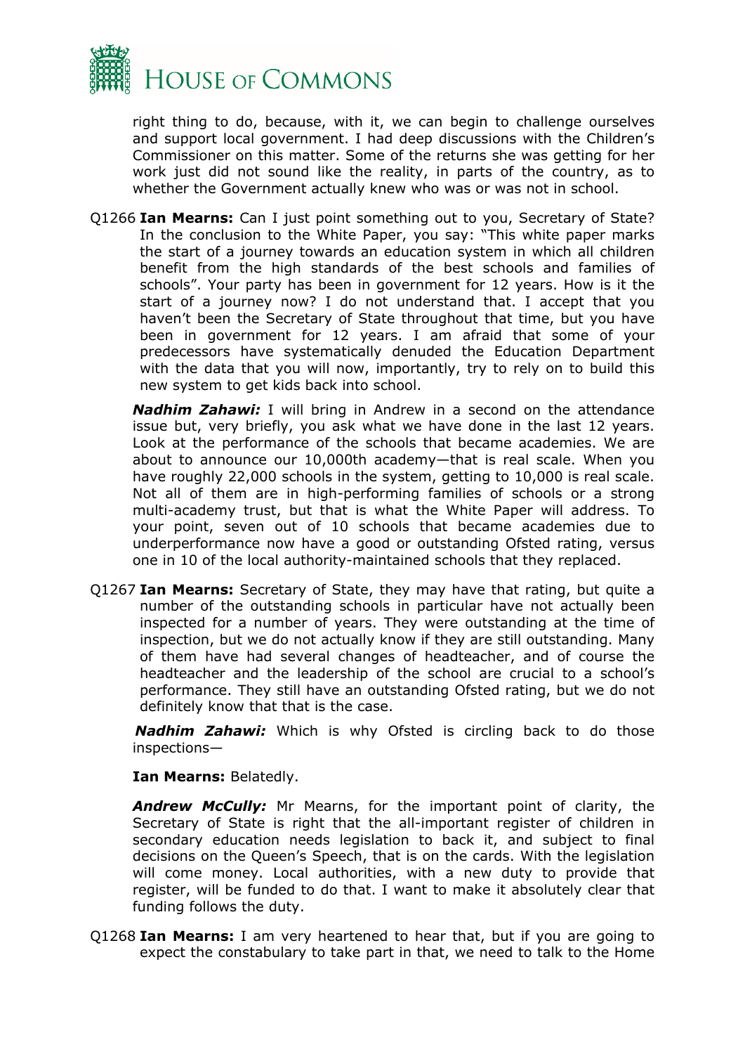right thing to do, because, with it, we can begin to challenge ourselves and support local government. I had deep discussions with the Children's Commissioner on this matter. Some of the returns she was getting for her work just did not sound like the reality, in parts of the country, as to whether the Government actually knew who was or was not in school.

Q1266 **Ian Mearns:** Can I just point something out to you, Secretary of State? In the conclusion to the White Paper, you say: "This white paper marks the start of a journey towards an education system in which all children benefit from the high standards of the best schools and families of schools". Your party has been in government for 12 years. How is it the start of a journey now? I do not understand that. I accept that you haven't been the Secretary of State throughout that time, but you have been in government for 12 years. I am afraid that some of your predecessors have systematically denuded the Education Department with the data that you will now, importantly, try to rely on to build this new system to get kids back into school.

***Nadhim Zahawi:*** I will bring in Andrew in a second on the attendance issue but, very briefly, you ask what we have done in the last 12 years. Look at the performance of the schools that became academies. We are about to announce our 10,000th academy—that is real scale. When you have roughly 22,000 schools in the system, getting to 10,000 is real scale. Not all of them are in high-performing families of schools or a strong multi-academy trust, but that is what the White Paper will address. To your point, seven out of 10 schools that became academies due to underperformance now have a good or outstanding Ofsted rating, versus one in 10 of the local authority-maintained schools that they replaced.

Q1267 **Ian Mearns:** Secretary of State, they may have that rating, but quite a number of the outstanding schools in particular have not actually been inspected for a number of years. They were outstanding at the time of inspection, but we do not actually know if they are still outstanding. Many of them have had several changes of headteacher, and of course the headteacher and the leadership of the school are crucial to a school's performance. They still have an outstanding Ofsted rating, but we do not definitely know that that is the case.

***Nadhim Zahawi:*** Which is why Ofsted is circling back to do those inspections—

**Ian Mearns:** Belatedly.

***Andrew McCully:*** Mr Mearns, for the important point of clarity, the Secretary of State is right that the all-important register of children in secondary education needs legislation to back it, and subject to final decisions on the Queen's Speech, that is on the cards. With the legislation will come money. Local authorities, with a new duty to provide that register, will be funded to do that. I want to make it absolutely clear that funding follows the duty.

Q1268 **Ian Mearns:** I am very heartened to hear that, but if you are going to expect the constabulary to take part in that, we need to talk to the Home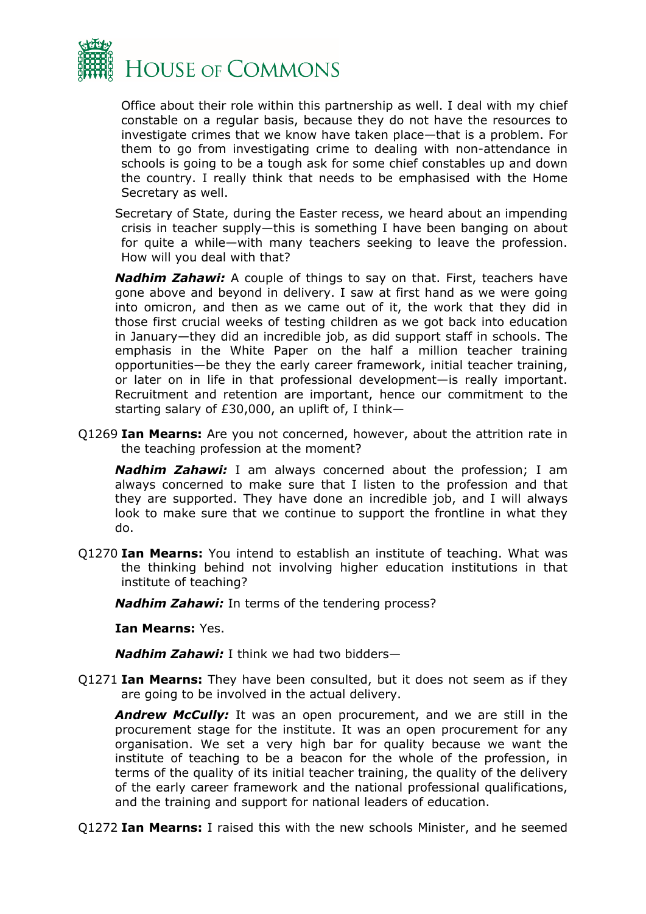Office about their role within this partnership as well. I deal with my chief constable on a regular basis, because they do not have the resources to investigate crimes that we know have taken place—that is a problem. For them to go from investigating crime to dealing with non-attendance in schools is going to be a tough ask for some chief constables up and down the country. I really think that needs to be emphasised with the Home Secretary as well.

Secretary of State, during the Easter recess, we heard about an impending crisis in teacher supply—this is something I have been banging on about for quite a while—with many teachers seeking to leave the profession. How will you deal with that?

***Nadhim Zahawi:*** A couple of things to say on that. First, teachers have gone above and beyond in delivery. I saw at first hand as we were going into omicron, and then as we came out of it, the work that they did in those first crucial weeks of testing children as we got back into education in January—they did an incredible job, as did support staff in schools. The emphasis in the White Paper on the half a million teacher training opportunities—be they the early career framework, initial teacher training, or later on in life in that professional development—is really important. Recruitment and retention are important, hence our commitment to the starting salary of £30,000, an uplift of, I think—

Q1269 **Ian Mearns:** Are you not concerned, however, about the attrition rate in the teaching profession at the moment?

***Nadhim Zahawi:*** I am always concerned about the profession; I am always concerned to make sure that I listen to the profession and that they are supported. They have done an incredible job, and I will always look to make sure that we continue to support the frontline in what they do.

Q1270 **Ian Mearns:** You intend to establish an institute of teaching. What was the thinking behind not involving higher education institutions in that institute of teaching?

***Nadhim Zahawi:*** In terms of the tendering process?

**Ian Mearns:** Yes.

***Nadhim Zahawi:*** I think we had two bidders—

Q1271 **Ian Mearns:** They have been consulted, but it does not seem as if they are going to be involved in the actual delivery.

***Andrew McCully:*** It was an open procurement, and we are still in the procurement stage for the institute. It was an open procurement for any organisation. We set a very high bar for quality because we want the institute of teaching to be a beacon for the whole of the profession, in terms of the quality of its initial teacher training, the quality of the delivery of the early career framework and the national professional qualifications, and the training and support for national leaders of education.

Q1272 **Ian Mearns:** I raised this with the new schools Minister, and he seemed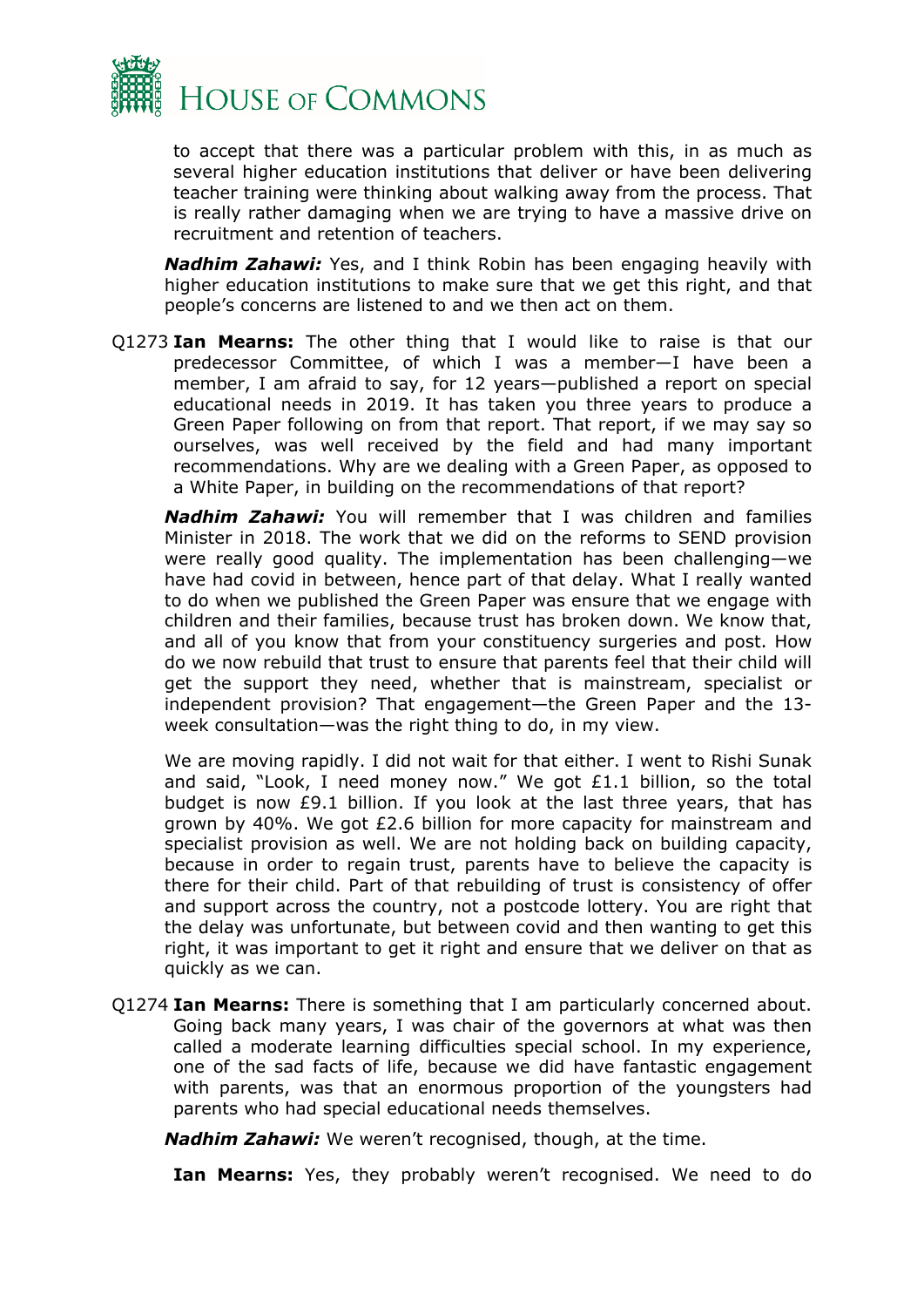to accept that there was a particular problem with this, in as much as several higher education institutions that deliver or have been delivering teacher training were thinking about walking away from the process. That is really rather damaging when we are trying to have a massive drive on recruitment and retention of teachers.

***Nadhim Zahawi:*** Yes, and I think Robin has been engaging heavily with higher education institutions to make sure that we get this right, and that people's concerns are listened to and we then act on them.

Q1273 **Ian Mearns:** The other thing that I would like to raise is that our predecessor Committee, of which I was a member—I have been a member, I am afraid to say, for 12 years—published a report on special educational needs in 2019. It has taken you three years to produce a Green Paper following on from that report. That report, if we may say so ourselves, was well received by the field and had many important recommendations. Why are we dealing with a Green Paper, as opposed to a White Paper, in building on the recommendations of that report?

***Nadhim Zahawi:*** You will remember that I was children and families Minister in 2018. The work that we did on the reforms to SEND provision were really good quality. The implementation has been challenging—we have had covid in between, hence part of that delay. What I really wanted to do when we published the Green Paper was ensure that we engage with children and their families, because trust has broken down. We know that, and all of you know that from your constituency surgeries and post. How do we now rebuild that trust to ensure that parents feel that their child will get the support they need, whether that is mainstream, specialist or independent provision? That engagement—the Green Paper and the 13-week consultation—was the right thing to do, in my view.

We are moving rapidly. I did not wait for that either. I went to Rishi Sunak and said, "Look, I need money now." We got £1.1 billion, so the total budget is now £9.1 billion. If you look at the last three years, that has grown by 40%. We got £2.6 billion for more capacity for mainstream and specialist provision as well. We are not holding back on building capacity, because in order to regain trust, parents have to believe the capacity is there for their child. Part of that rebuilding of trust is consistency of offer and support across the country, not a postcode lottery. You are right that the delay was unfortunate, but between covid and then wanting to get this right, it was important to get it right and ensure that we deliver on that as quickly as we can.

Q1274 **Ian Mearns:** There is something that I am particularly concerned about. Going back many years, I was chair of the governors at what was then called a moderate learning difficulties special school. In my experience, one of the sad facts of life, because we did have fantastic engagement with parents, was that an enormous proportion of the youngsters had parents who had special educational needs themselves.

***Nadhim Zahawi:*** We weren't recognised, though, at the time.

**Ian Mearns:** Yes, they probably weren't recognised. We need to do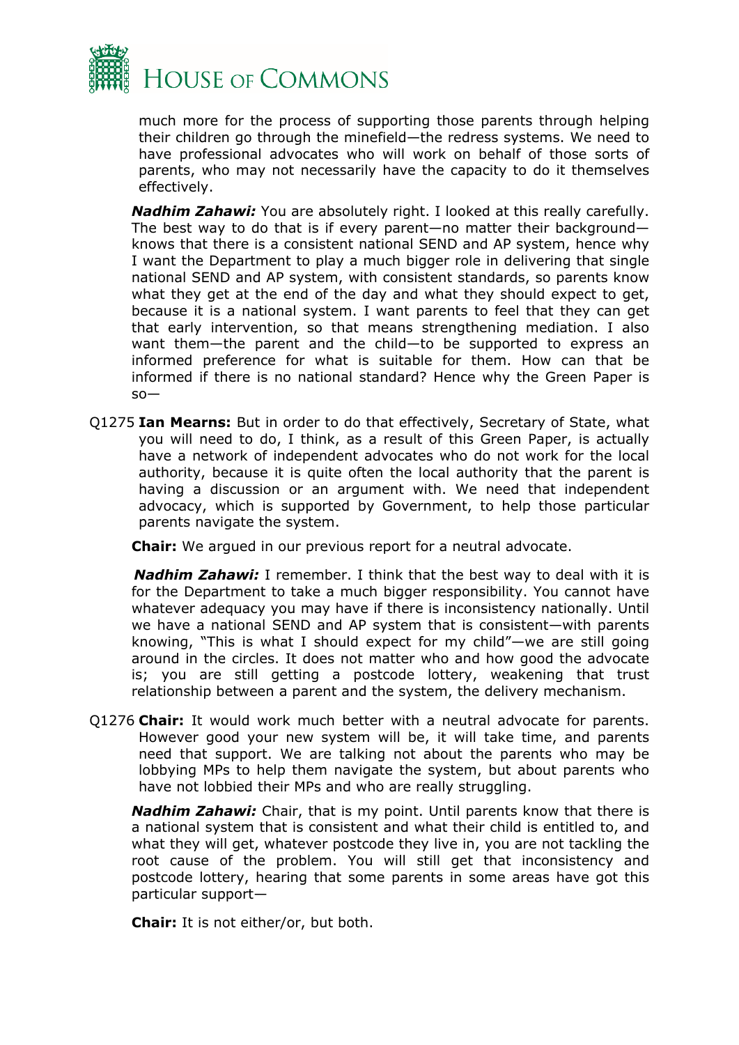much more for the process of supporting those parents through helping their children go through the minefield—the redress systems. We need to have professional advocates who will work on behalf of those sorts of parents, who may not necessarily have the capacity to do it themselves effectively.

***Nadhim Zahawi:*** You are absolutely right. I looked at this really carefully. The best way to do that is if every parent—no matter their background—knows that there is a consistent national SEND and AP system, hence why I want the Department to play a much bigger role in delivering that single national SEND and AP system, with consistent standards, so parents know what they get at the end of the day and what they should expect to get, because it is a national system. I want parents to feel that they can get that early intervention, so that means strengthening mediation. I also want them—the parent and the child—to be supported to express an informed preference for what is suitable for them. How can that be informed if there is no national standard? Hence why the Green Paper is so—

Q1275 **Ian Mearns:** But in order to do that effectively, Secretary of State, what you will need to do, I think, as a result of this Green Paper, is actually have a network of independent advocates who do not work for the local authority, because it is quite often the local authority that the parent is having a discussion or an argument with. We need that independent advocacy, which is supported by Government, to help those particular parents navigate the system.

**Chair:** We argued in our previous report for a neutral advocate.

***Nadhim Zahawi:*** I remember. I think that the best way to deal with it is for the Department to take a much bigger responsibility. You cannot have whatever adequacy you may have if there is inconsistency nationally. Until we have a national SEND and AP system that is consistent—with parents knowing, "This is what I should expect for my child"—we are still going around in the circles. It does not matter who and how good the advocate is; you are still getting a postcode lottery, weakening that trust relationship between a parent and the system, the delivery mechanism.

Q1276 **Chair:** It would work much better with a neutral advocate for parents. However good your new system will be, it will take time, and parents need that support. We are talking not about the parents who may be lobbying MPs to help them navigate the system, but about parents who have not lobbied their MPs and who are really struggling.

***Nadhim Zahawi:*** Chair, that is my point. Until parents know that there is a national system that is consistent and what their child is entitled to, and what they will get, whatever postcode they live in, you are not tackling the root cause of the problem. You will still get that inconsistency and postcode lottery, hearing that some parents in some areas have got this particular support—

**Chair:** It is not either/or, but both.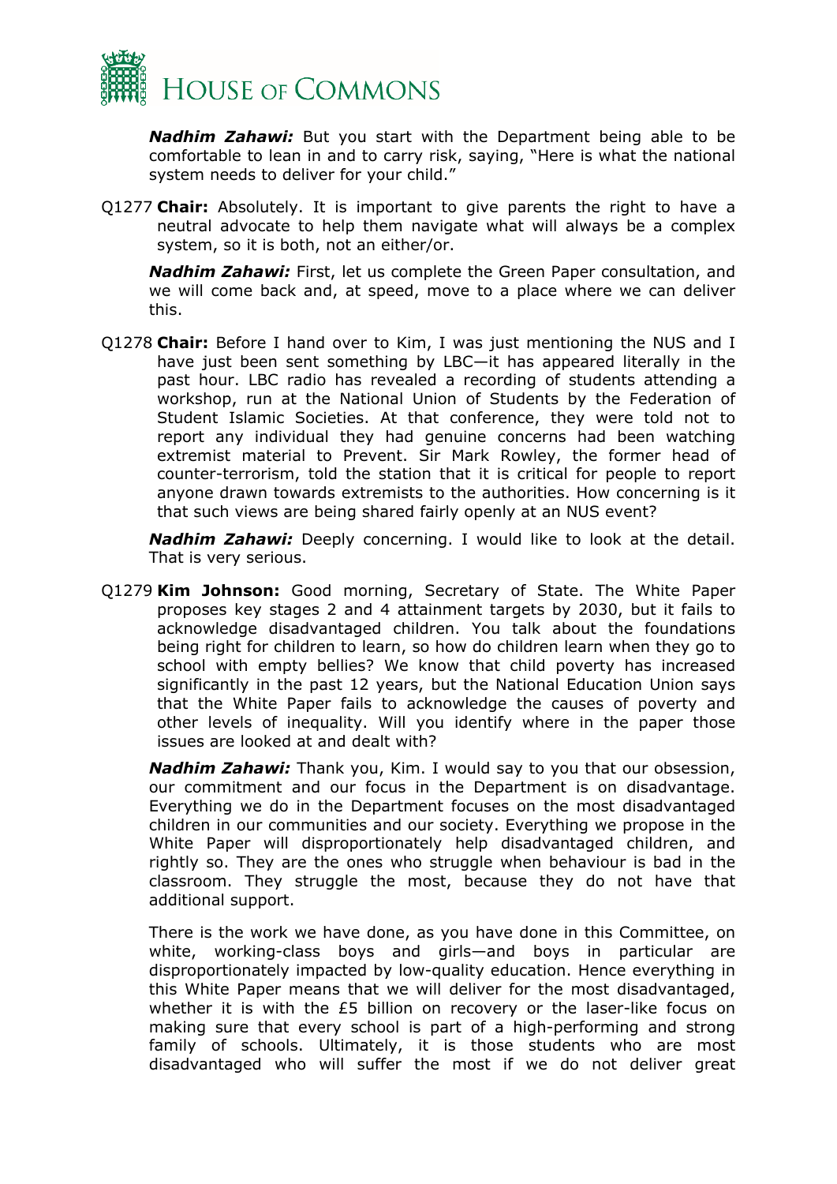***Nadhim Zahawi:*** But you start with the Department being able to be comfortable to lean in and to carry risk, saying, "Here is what the national system needs to deliver for your child."

Q1277 **Chair:** Absolutely. It is important to give parents the right to have a neutral advocate to help them navigate what will always be a complex system, so it is both, not an either/or.

***Nadhim Zahawi:*** First, let us complete the Green Paper consultation, and we will come back and, at speed, move to a place where we can deliver this.

Q1278 **Chair:** Before I hand over to Kim, I was just mentioning the NUS and I have just been sent something by LBC—it has appeared literally in the past hour. LBC radio has revealed a recording of students attending a workshop, run at the National Union of Students by the Federation of Student Islamic Societies. At that conference, they were told not to report any individual they had genuine concerns had been watching extremist material to Prevent. Sir Mark Rowley, the former head of counter-terrorism, told the station that it is critical for people to report anyone drawn towards extremists to the authorities. How concerning is it that such views are being shared fairly openly at an NUS event?

***Nadhim Zahawi:*** Deeply concerning. I would like to look at the detail. That is very serious.

Q1279 **Kim Johnson:** Good morning, Secretary of State. The White Paper proposes key stages 2 and 4 attainment targets by 2030, but it fails to acknowledge disadvantaged children. You talk about the foundations being right for children to learn, so how do children learn when they go to school with empty bellies? We know that child poverty has increased significantly in the past 12 years, but the National Education Union says that the White Paper fails to acknowledge the causes of poverty and other levels of inequality. Will you identify where in the paper those issues are looked at and dealt with?

***Nadhim Zahawi:*** Thank you, Kim. I would say to you that our obsession, our commitment and our focus in the Department is on disadvantage. Everything we do in the Department focuses on the most disadvantaged children in our communities and our society. Everything we propose in the White Paper will disproportionately help disadvantaged children, and rightly so. They are the ones who struggle when behaviour is bad in the classroom. They struggle the most, because they do not have that additional support.

There is the work we have done, as you have done in this Committee, on white, working-class boys and girls—and boys in particular are disproportionately impacted by low-quality education. Hence everything in this White Paper means that we will deliver for the most disadvantaged, whether it is with the £5 billion on recovery or the laser-like focus on making sure that every school is part of a high-performing and strong family of schools. Ultimately, it is those students who are most disadvantaged who will suffer the most if we do not deliver great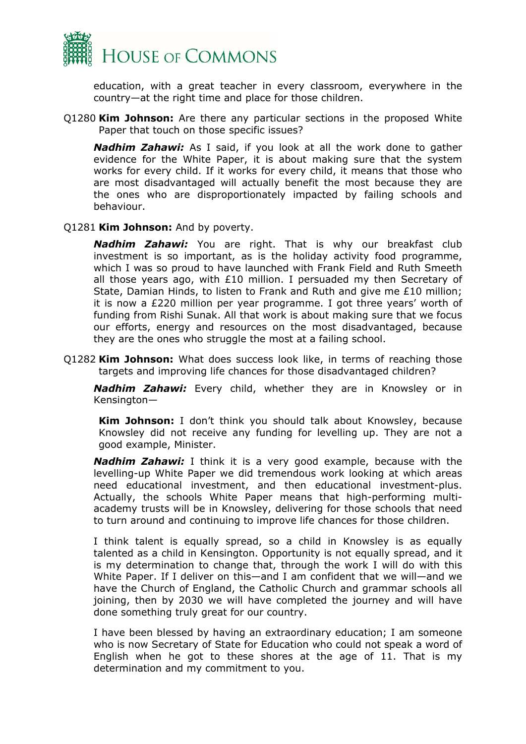education, with a great teacher in every classroom, everywhere in the country—at the right time and place for those children.

Q1280 **Kim Johnson:** Are there any particular sections in the proposed White Paper that touch on those specific issues?

***Nadhim Zahawi:*** As I said, if you look at all the work done to gather evidence for the White Paper, it is about making sure that the system works for every child. If it works for every child, it means that those who are most disadvantaged will actually benefit the most because they are the ones who are disproportionately impacted by failing schools and behaviour.

Q1281 **Kim Johnson:** And by poverty.

***Nadhim Zahawi:*** You are right. That is why our breakfast club investment is so important, as is the holiday activity food programme, which I was so proud to have launched with Frank Field and Ruth Smeeth all those years ago, with £10 million. I persuaded my then Secretary of State, Damian Hinds, to listen to Frank and Ruth and give me £10 million; it is now a £220 million per year programme. I got three years' worth of funding from Rishi Sunak. All that work is about making sure that we focus our efforts, energy and resources on the most disadvantaged, because they are the ones who struggle the most at a failing school.

Q1282 **Kim Johnson:** What does success look like, in terms of reaching those targets and improving life chances for those disadvantaged children?

***Nadhim Zahawi:*** Every child, whether they are in Knowsley or in Kensington—

**Kim Johnson:** I don't think you should talk about Knowsley, because Knowsley did not receive any funding for levelling up. They are not a good example, Minister.

***Nadhim Zahawi:*** I think it is a very good example, because with the levelling-up White Paper we did tremendous work looking at which areas need educational investment, and then educational investment-plus. Actually, the schools White Paper means that high-performing multi-academy trusts will be in Knowsley, delivering for those schools that need to turn around and continuing to improve life chances for those children.

I think talent is equally spread, so a child in Knowsley is as equally talented as a child in Kensington. Opportunity is not equally spread, and it is my determination to change that, through the work I will do with this White Paper. If I deliver on this—and I am confident that we will—and we have the Church of England, the Catholic Church and grammar schools all joining, then by 2030 we will have completed the journey and will have done something truly great for our country.

I have been blessed by having an extraordinary education; I am someone who is now Secretary of State for Education who could not speak a word of English when he got to these shores at the age of 11. That is my determination and my commitment to you.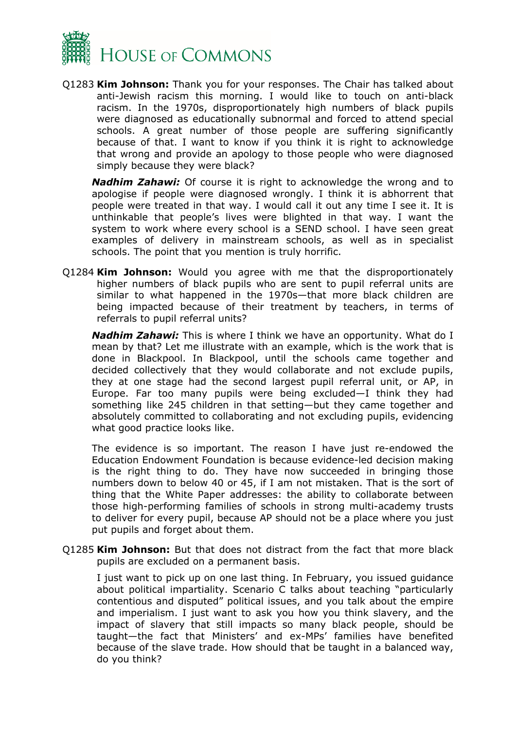Q1283 **Kim Johnson:** Thank you for your responses. The Chair has talked about anti-Jewish racism this morning. I would like to touch on anti-black racism. In the 1970s, disproportionately high numbers of black pupils were diagnosed as educationally subnormal and forced to attend special schools. A great number of those people are suffering significantly because of that. I want to know if you think it is right to acknowledge that wrong and provide an apology to those people who were diagnosed simply because they were black?

***Nadhim Zahawi:*** Of course it is right to acknowledge the wrong and to apologise if people were diagnosed wrongly. I think it is abhorrent that people were treated in that way. I would call it out any time I see it. It is unthinkable that people's lives were blighted in that way. I want the system to work where every school is a SEND school. I have seen great examples of delivery in mainstream schools, as well as in specialist schools. The point that you mention is truly horrific.

Q1284 **Kim Johnson:** Would you agree with me that the disproportionately higher numbers of black pupils who are sent to pupil referral units are similar to what happened in the 1970s—that more black children are being impacted because of their treatment by teachers, in terms of referrals to pupil referral units?

***Nadhim Zahawi:*** This is where I think we have an opportunity. What do I mean by that? Let me illustrate with an example, which is the work that is done in Blackpool. In Blackpool, until the schools came together and decided collectively that they would collaborate and not exclude pupils, they at one stage had the second largest pupil referral unit, or AP, in Europe. Far too many pupils were being excluded—I think they had something like 245 children in that setting—but they came together and absolutely committed to collaborating and not excluding pupils, evidencing what good practice looks like.

The evidence is so important. The reason I have just re-endowed the Education Endowment Foundation is because evidence-led decision making is the right thing to do. They have now succeeded in bringing those numbers down to below 40 or 45, if I am not mistaken. That is the sort of thing that the White Paper addresses: the ability to collaborate between those high-performing families of schools in strong multi-academy trusts to deliver for every pupil, because AP should not be a place where you just put pupils and forget about them.

Q1285 **Kim Johnson:** But that does not distract from the fact that more black pupils are excluded on a permanent basis.

I just want to pick up on one last thing. In February, you issued guidance about political impartiality. Scenario C talks about teaching "particularly contentious and disputed" political issues, and you talk about the empire and imperialism. I just want to ask you how you think slavery, and the impact of slavery that still impacts so many black people, should be taught—the fact that Ministers' and ex-MPs' families have benefited because of the slave trade. How should that be taught in a balanced way, do you think?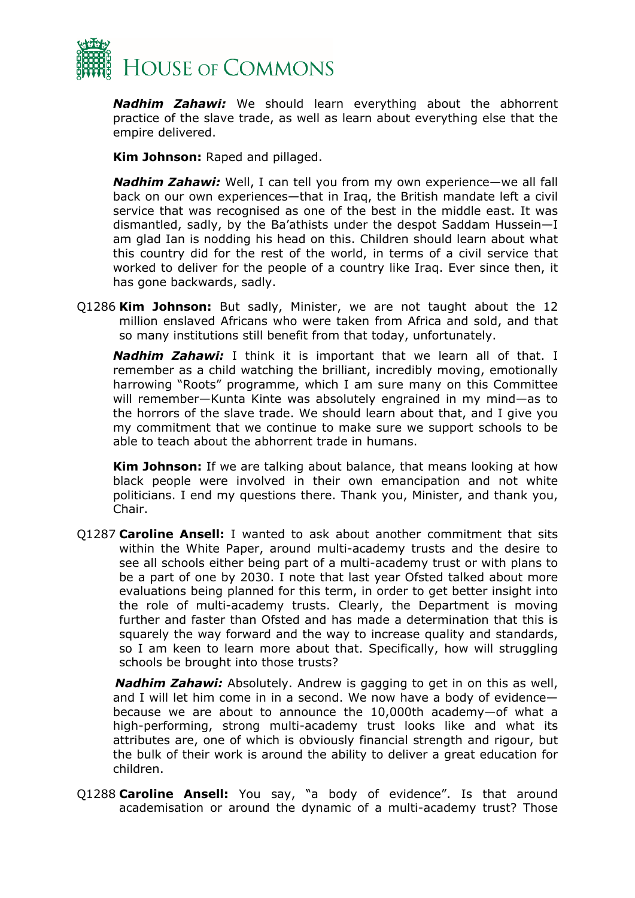***Nadhim Zahawi:*** We should learn everything about the abhorrent practice of the slave trade, as well as learn about everything else that the empire delivered.

**Kim Johnson:** Raped and pillaged.

***Nadhim Zahawi:*** Well, I can tell you from my own experience—we all fall back on our own experiences—that in Iraq, the British mandate left a civil service that was recognised as one of the best in the middle east. It was dismantled, sadly, by the Ba'athists under the despot Saddam Hussein—I am glad Ian is nodding his head on this. Children should learn about what this country did for the rest of the world, in terms of a civil service that worked to deliver for the people of a country like Iraq. Ever since then, it has gone backwards, sadly.

Q1286 **Kim Johnson:** But sadly, Minister, we are not taught about the 12 million enslaved Africans who were taken from Africa and sold, and that so many institutions still benefit from that today, unfortunately.

***Nadhim Zahawi:*** I think it is important that we learn all of that. I remember as a child watching the brilliant, incredibly moving, emotionally harrowing "Roots" programme, which I am sure many on this Committee will remember—Kunta Kinte was absolutely engrained in my mind—as to the horrors of the slave trade. We should learn about that, and I give you my commitment that we continue to make sure we support schools to be able to teach about the abhorrent trade in humans.

**Kim Johnson:** If we are talking about balance, that means looking at how black people were involved in their own emancipation and not white politicians. I end my questions there. Thank you, Minister, and thank you, Chair.

Q1287 **Caroline Ansell:** I wanted to ask about another commitment that sits within the White Paper, around multi-academy trusts and the desire to see all schools either being part of a multi-academy trust or with plans to be a part of one by 2030. I note that last year Ofsted talked about more evaluations being planned for this term, in order to get better insight into the role of multi-academy trusts. Clearly, the Department is moving further and faster than Ofsted and has made a determination that this is squarely the way forward and the way to increase quality and standards, so I am keen to learn more about that. Specifically, how will struggling schools be brought into those trusts?

***Nadhim Zahawi:*** Absolutely. Andrew is gagging to get in on this as well, and I will let him come in in a second. We now have a body of evidence—because we are about to announce the 10,000th academy—of what a high-performing, strong multi-academy trust looks like and what its attributes are, one of which is obviously financial strength and rigour, but the bulk of their work is around the ability to deliver a great education for children.

Q1288 **Caroline Ansell:** You say, "a body of evidence". Is that around academisation or around the dynamic of a multi-academy trust? Those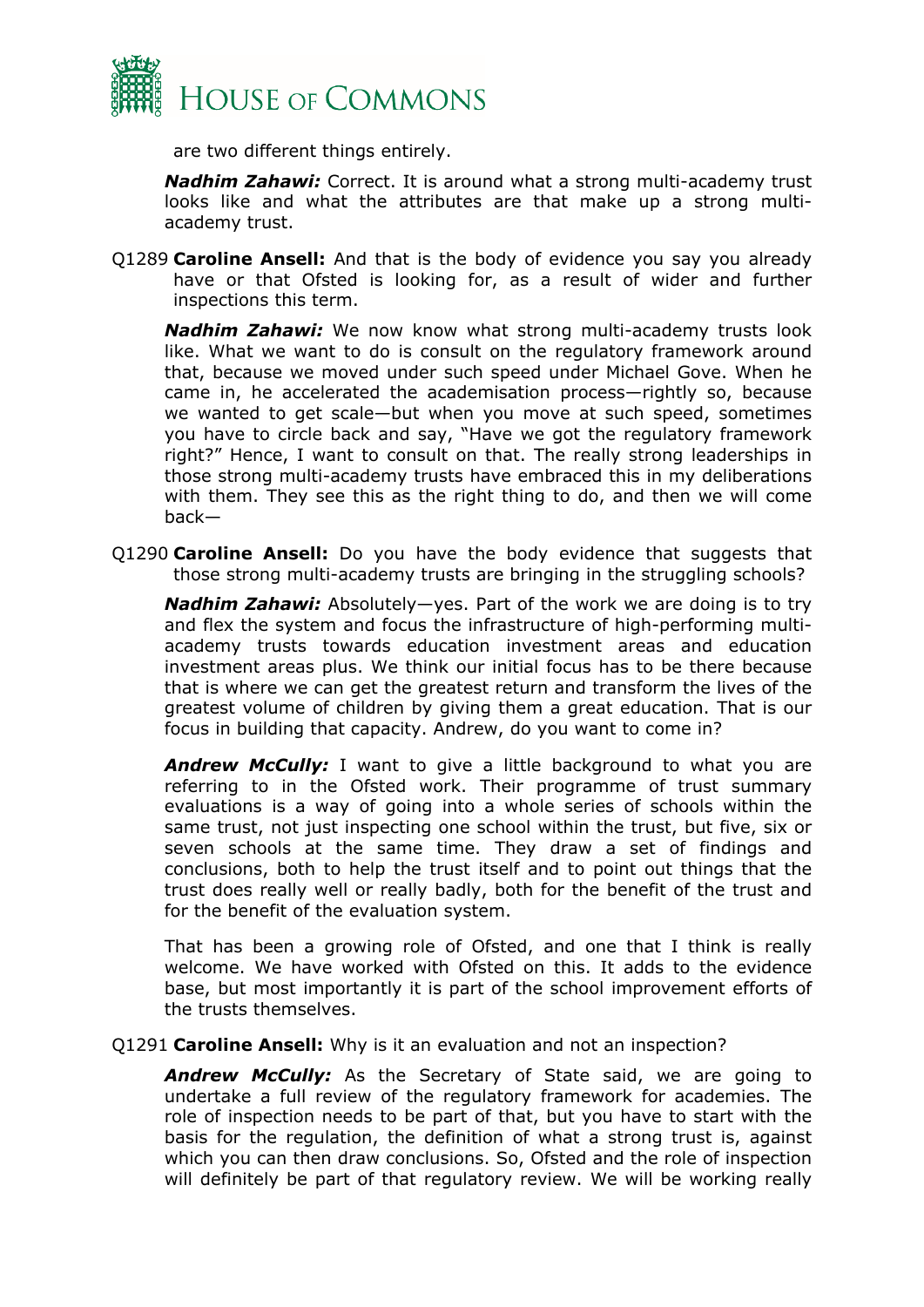are two different things entirely.

***Nadhim Zahawi:*** Correct. It is around what a strong multi-academy trust looks like and what the attributes are that make up a strong multi-academy trust.

Q1289 **Caroline Ansell:** And that is the body of evidence you say you already have or that Ofsted is looking for, as a result of wider and further inspections this term.

***Nadhim Zahawi:*** We now know what strong multi-academy trusts look like. What we want to do is consult on the regulatory framework around that, because we moved under such speed under Michael Gove. When he came in, he accelerated the academisation process—rightly so, because we wanted to get scale—but when you move at such speed, sometimes you have to circle back and say, "Have we got the regulatory framework right?" Hence, I want to consult on that. The really strong leaderships in those strong multi-academy trusts have embraced this in my deliberations with them. They see this as the right thing to do, and then we will come back—

Q1290 **Caroline Ansell:** Do you have the body evidence that suggests that those strong multi-academy trusts are bringing in the struggling schools?

***Nadhim Zahawi:*** Absolutely—yes. Part of the work we are doing is to try and flex the system and focus the infrastructure of high-performing multi-academy trusts towards education investment areas and education investment areas plus. We think our initial focus has to be there because that is where we can get the greatest return and transform the lives of the greatest volume of children by giving them a great education. That is our focus in building that capacity. Andrew, do you want to come in?

***Andrew McCully:*** I want to give a little background to what you are referring to in the Ofsted work. Their programme of trust summary evaluations is a way of going into a whole series of schools within the same trust, not just inspecting one school within the trust, but five, six or seven schools at the same time. They draw a set of findings and conclusions, both to help the trust itself and to point out things that the trust does really well or really badly, both for the benefit of the trust and for the benefit of the evaluation system.

That has been a growing role of Ofsted, and one that I think is really welcome. We have worked with Ofsted on this. It adds to the evidence base, but most importantly it is part of the school improvement efforts of the trusts themselves.

Q1291 **Caroline Ansell:** Why is it an evaluation and not an inspection?

***Andrew McCully:*** As the Secretary of State said, we are going to undertake a full review of the regulatory framework for academies. The role of inspection needs to be part of that, but you have to start with the basis for the regulation, the definition of what a strong trust is, against which you can then draw conclusions. So, Ofsted and the role of inspection will definitely be part of that regulatory review. We will be working really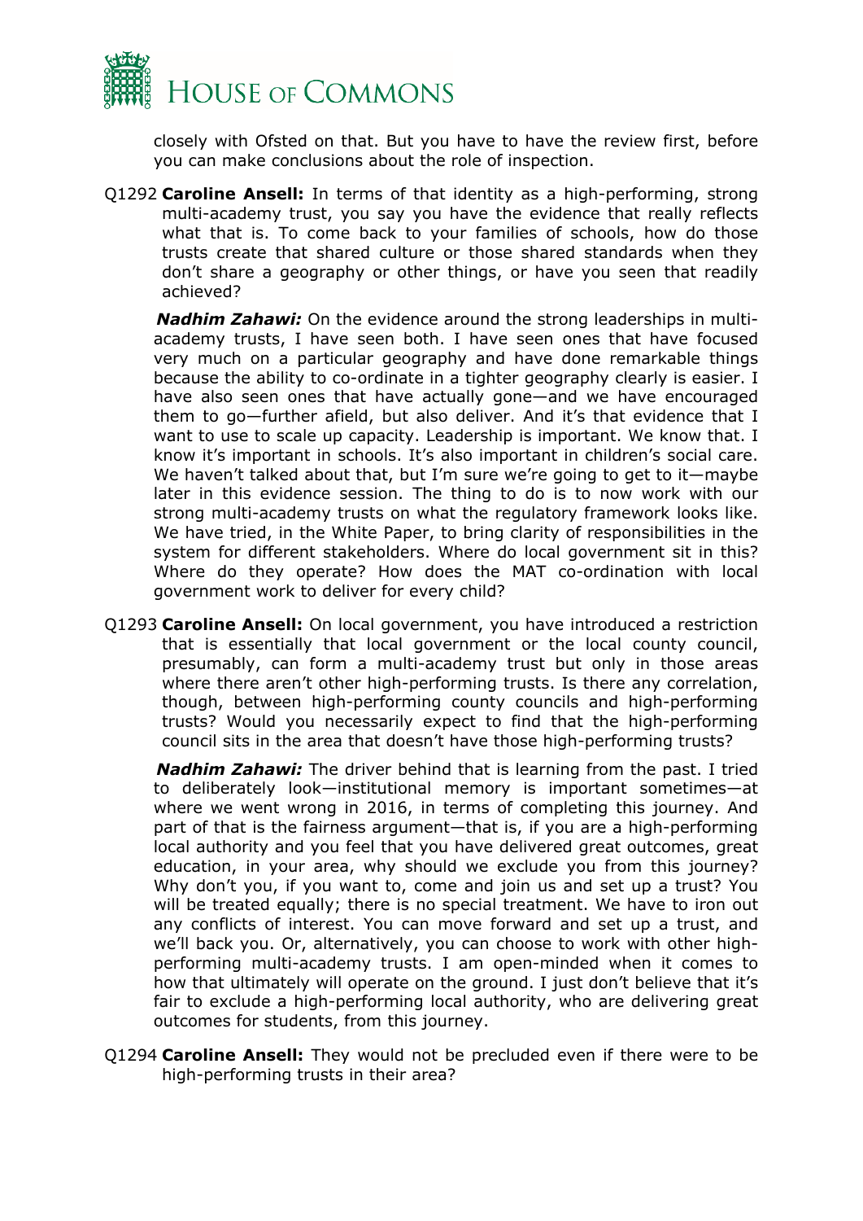closely with Ofsted on that. But you have to have the review first, before you can make conclusions about the role of inspection.

Q1292 **Caroline Ansell:** In terms of that identity as a high-performing, strong multi-academy trust, you say you have the evidence that really reflects what that is. To come back to your families of schools, how do those trusts create that shared culture or those shared standards when they don't share a geography or other things, or have you seen that readily achieved?

***Nadhim Zahawi:*** On the evidence around the strong leaderships in multi-academy trusts, I have seen both. I have seen ones that have focused very much on a particular geography and have done remarkable things because the ability to co-ordinate in a tighter geography clearly is easier. I have also seen ones that have actually gone—and we have encouraged them to go—further afield, but also deliver. And it's that evidence that I want to use to scale up capacity. Leadership is important. We know that. I know it's important in schools. It's also important in children's social care. We haven't talked about that, but I'm sure we're going to get to it—maybe later in this evidence session. The thing to do is to now work with our strong multi-academy trusts on what the regulatory framework looks like. We have tried, in the White Paper, to bring clarity of responsibilities in the system for different stakeholders. Where do local government sit in this? Where do they operate? How does the MAT co-ordination with local government work to deliver for every child?

Q1293 **Caroline Ansell:** On local government, you have introduced a restriction that is essentially that local government or the local county council, presumably, can form a multi-academy trust but only in those areas where there aren't other high-performing trusts. Is there any correlation, though, between high-performing county councils and high-performing trusts? Would you necessarily expect to find that the high-performing council sits in the area that doesn't have those high-performing trusts?

***Nadhim Zahawi:*** The driver behind that is learning from the past. I tried to deliberately look—institutional memory is important sometimes—at where we went wrong in 2016, in terms of completing this journey. And part of that is the fairness argument—that is, if you are a high-performing local authority and you feel that you have delivered great outcomes, great education, in your area, why should we exclude you from this journey? Why don't you, if you want to, come and join us and set up a trust? You will be treated equally; there is no special treatment. We have to iron out any conflicts of interest. You can move forward and set up a trust, and we'll back you. Or, alternatively, you can choose to work with other high-performing multi-academy trusts. I am open-minded when it comes to how that ultimately will operate on the ground. I just don't believe that it's fair to exclude a high-performing local authority, who are delivering great outcomes for students, from this journey.

Q1294 **Caroline Ansell:** They would not be precluded even if there were to be high-performing trusts in their area?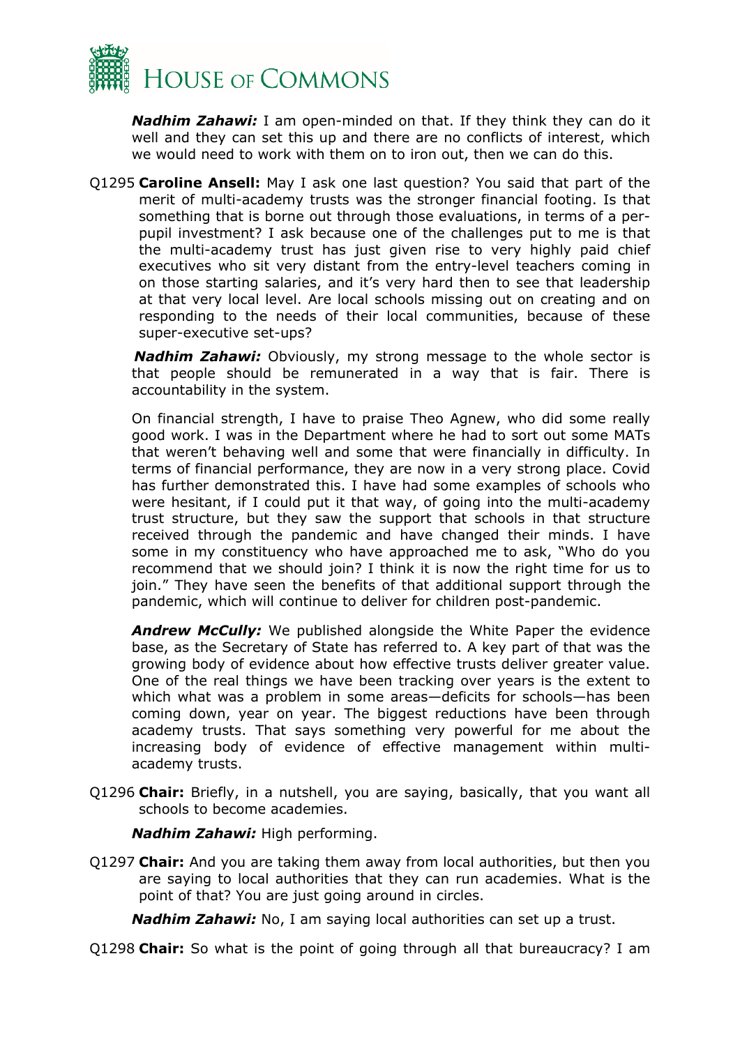***Nadhim Zahawi:*** I am open-minded on that. If they think they can do it well and they can set this up and there are no conflicts of interest, which we would need to work with them on to iron out, then we can do this.

Q1295 **Caroline Ansell:** May I ask one last question? You said that part of the merit of multi-academy trusts was the stronger financial footing. Is that something that is borne out through those evaluations, in terms of a per-pupil investment? I ask because one of the challenges put to me is that the multi-academy trust has just given rise to very highly paid chief executives who sit very distant from the entry-level teachers coming in on those starting salaries, and it's very hard then to see that leadership at that very local level. Are local schools missing out on creating and on responding to the needs of their local communities, because of these super-executive set-ups?

***Nadhim Zahawi:*** Obviously, my strong message to the whole sector is that people should be remunerated in a way that is fair. There is accountability in the system.

On financial strength, I have to praise Theo Agnew, who did some really good work. I was in the Department where he had to sort out some MATs that weren't behaving well and some that were financially in difficulty. In terms of financial performance, they are now in a very strong place. Covid has further demonstrated this. I have had some examples of schools who were hesitant, if I could put it that way, of going into the multi-academy trust structure, but they saw the support that schools in that structure received through the pandemic and have changed their minds. I have some in my constituency who have approached me to ask, "Who do you recommend that we should join? I think it is now the right time for us to join." They have seen the benefits of that additional support through the pandemic, which will continue to deliver for children post-pandemic.

***Andrew McCully:*** We published alongside the White Paper the evidence base, as the Secretary of State has referred to. A key part of that was the growing body of evidence about how effective trusts deliver greater value. One of the real things we have been tracking over years is the extent to which what was a problem in some areas—deficits for schools—has been coming down, year on year. The biggest reductions have been through academy trusts. That says something very powerful for me about the increasing body of evidence of effective management within multi-academy trusts.

Q1296 **Chair:** Briefly, in a nutshell, you are saying, basically, that you want all schools to become academies.

***Nadhim Zahawi:*** High performing.

Q1297 **Chair:** And you are taking them away from local authorities, but then you are saying to local authorities that they can run academies. What is the point of that? You are just going around in circles.

***Nadhim Zahawi:*** No, I am saying local authorities can set up a trust.

Q1298 **Chair:** So what is the point of going through all that bureaucracy? I am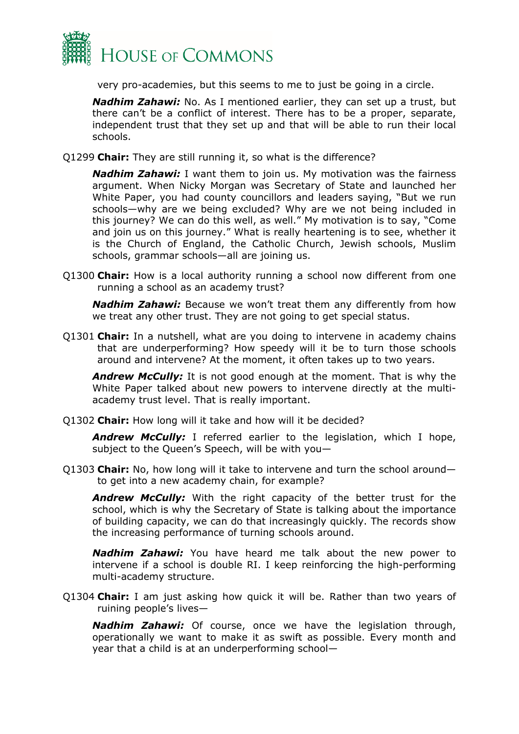very pro-academies, but this seems to me to just be going in a circle.

***Nadhim Zahawi:*** No. As I mentioned earlier, they can set up a trust, but there can't be a conflict of interest. There has to be a proper, separate, independent trust that they set up and that will be able to run their local schools.

Q1299 **Chair:** They are still running it, so what is the difference?

***Nadhim Zahawi:*** I want them to join us. My motivation was the fairness argument. When Nicky Morgan was Secretary of State and launched her White Paper, you had county councillors and leaders saying, "But we run schools—why are we being excluded? Why are we not being included in this journey? We can do this well, as well." My motivation is to say, "Come and join us on this journey." What is really heartening is to see, whether it is the Church of England, the Catholic Church, Jewish schools, Muslim schools, grammar schools—all are joining us.

Q1300 **Chair:** How is a local authority running a school now different from one running a school as an academy trust?

***Nadhim Zahawi:*** Because we won't treat them any differently from how we treat any other trust. They are not going to get special status.

Q1301 **Chair:** In a nutshell, what are you doing to intervene in academy chains that are underperforming? How speedy will it be to turn those schools around and intervene? At the moment, it often takes up to two years.

***Andrew McCully:*** It is not good enough at the moment. That is why the White Paper talked about new powers to intervene directly at the multi-academy trust level. That is really important.

Q1302 **Chair:** How long will it take and how will it be decided?

***Andrew McCully:*** I referred earlier to the legislation, which I hope, subject to the Queen's Speech, will be with you—

Q1303 **Chair:** No, how long will it take to intervene and turn the school around—to get into a new academy chain, for example?

***Andrew McCully:*** With the right capacity of the better trust for the school, which is why the Secretary of State is talking about the importance of building capacity, we can do that increasingly quickly. The records show the increasing performance of turning schools around.

***Nadhim Zahawi:*** You have heard me talk about the new power to intervene if a school is double RI. I keep reinforcing the high-performing multi-academy structure.

Q1304 **Chair:** I am just asking how quick it will be. Rather than two years of ruining people's lives—

***Nadhim Zahawi:*** Of course, once we have the legislation through, operationally we want to make it as swift as possible. Every month and year that a child is at an underperforming school—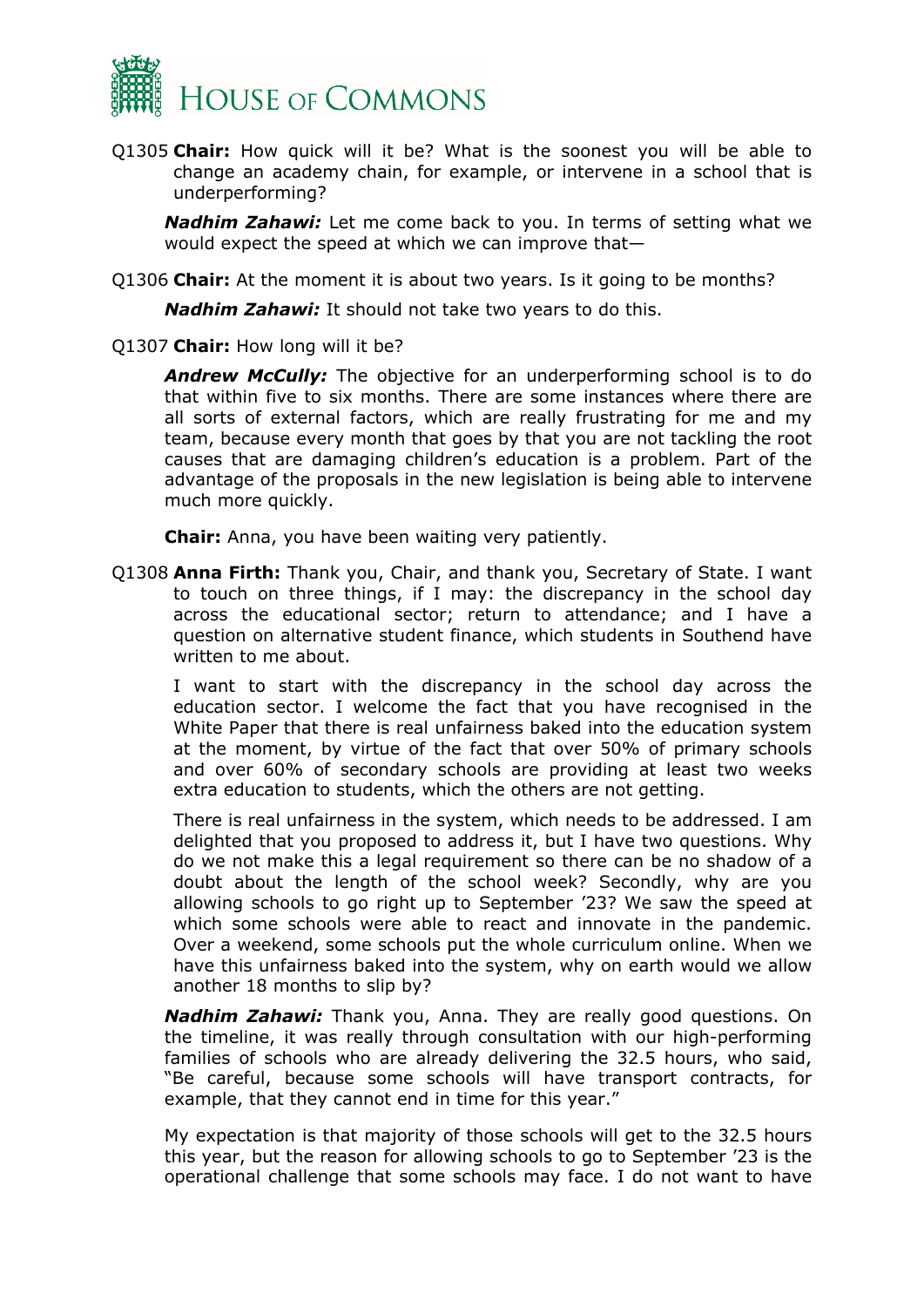Q1305 **Chair:** How quick will it be? What is the soonest you will be able to change an academy chain, for example, or intervene in a school that is underperforming?

***Nadhim Zahawi:*** Let me come back to you. In terms of setting what we would expect the speed at which we can improve that—

Q1306 **Chair:** At the moment it is about two years. Is it going to be months?

***Nadhim Zahawi:*** It should not take two years to do this.

Q1307 **Chair:** How long will it be?

***Andrew McCully:*** The objective for an underperforming school is to do that within five to six months. There are some instances where there are all sorts of external factors, which are really frustrating for me and my team, because every month that goes by that you are not tackling the root causes that are damaging children's education is a problem. Part of the advantage of the proposals in the new legislation is being able to intervene much more quickly.

**Chair:** Anna, you have been waiting very patiently.

Q1308 **Anna Firth:** Thank you, Chair, and thank you, Secretary of State. I want to touch on three things, if I may: the discrepancy in the school day across the educational sector; return to attendance; and I have a question on alternative student finance, which students in Southend have written to me about.

I want to start with the discrepancy in the school day across the education sector. I welcome the fact that you have recognised in the White Paper that there is real unfairness baked into the education system at the moment, by virtue of the fact that over 50% of primary schools and over 60% of secondary schools are providing at least two weeks extra education to students, which the others are not getting.

There is real unfairness in the system, which needs to be addressed. I am delighted that you proposed to address it, but I have two questions. Why do we not make this a legal requirement so there can be no shadow of a doubt about the length of the school week? Secondly, why are you allowing schools to go right up to September '23? We saw the speed at which some schools were able to react and innovate in the pandemic. Over a weekend, some schools put the whole curriculum online. When we have this unfairness baked into the system, why on earth would we allow another 18 months to slip by?

***Nadhim Zahawi:*** Thank you, Anna. They are really good questions. On the timeline, it was really through consultation with our high-performing families of schools who are already delivering the 32.5 hours, who said, "Be careful, because some schools will have transport contracts, for example, that they cannot end in time for this year."

My expectation is that majority of those schools will get to the 32.5 hours this year, but the reason for allowing schools to go to September '23 is the operational challenge that some schools may face. I do not want to have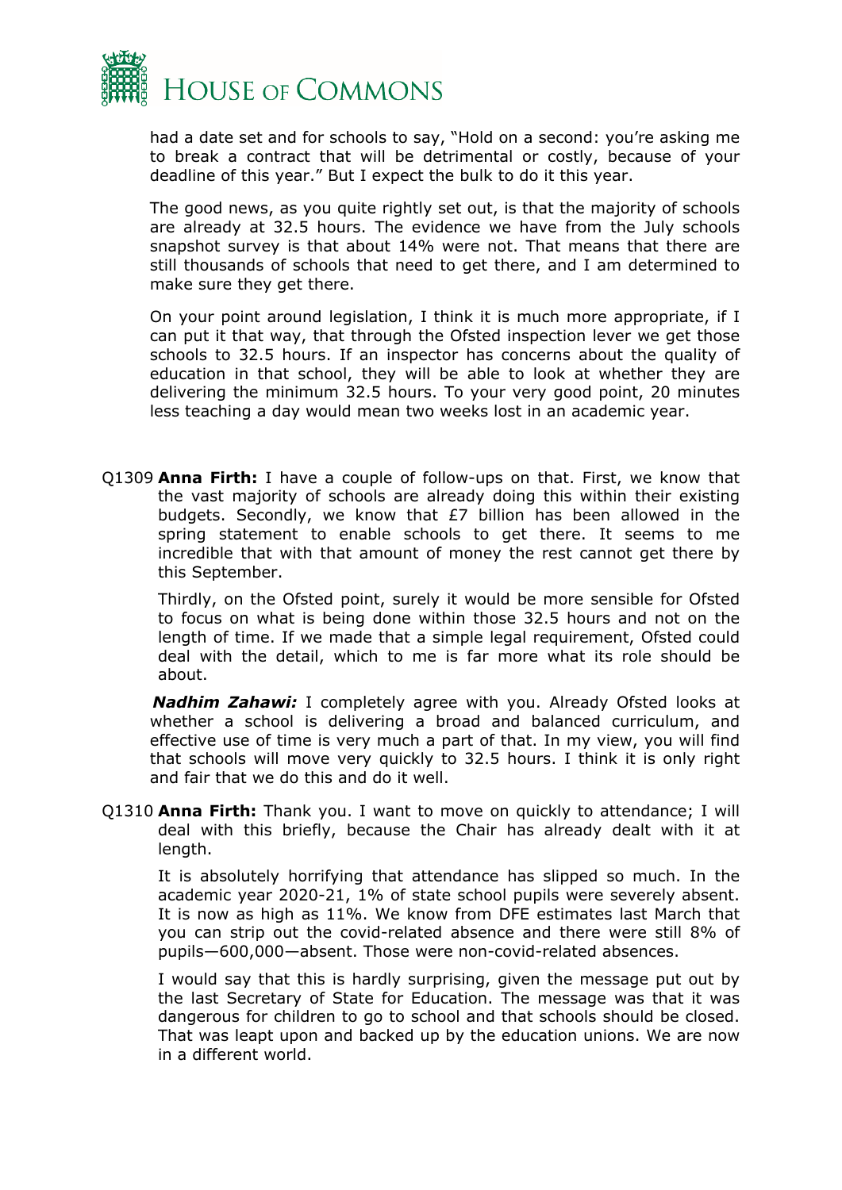had a date set and for schools to say, "Hold on a second: you're asking me to break a contract that will be detrimental or costly, because of your deadline of this year." But I expect the bulk to do it this year.

The good news, as you quite rightly set out, is that the majority of schools are already at 32.5 hours. The evidence we have from the July schools snapshot survey is that about 14% were not. That means that there are still thousands of schools that need to get there, and I am determined to make sure they get there.

On your point around legislation, I think it is much more appropriate, if I can put it that way, that through the Ofsted inspection lever we get those schools to 32.5 hours. If an inspector has concerns about the quality of education in that school, they will be able to look at whether they are delivering the minimum 32.5 hours. To your very good point, 20 minutes less teaching a day would mean two weeks lost in an academic year.

Q1309 **Anna Firth:** I have a couple of follow-ups on that. First, we know that the vast majority of schools are already doing this within their existing budgets. Secondly, we know that £7 billion has been allowed in the spring statement to enable schools to get there. It seems to me incredible that with that amount of money the rest cannot get there by this September.

Thirdly, on the Ofsted point, surely it would be more sensible for Ofsted to focus on what is being done within those 32.5 hours and not on the length of time. If we made that a simple legal requirement, Ofsted could deal with the detail, which to me is far more what its role should be about.

***Nadhim Zahawi:*** I completely agree with you. Already Ofsted looks at whether a school is delivering a broad and balanced curriculum, and effective use of time is very much a part of that. In my view, you will find that schools will move very quickly to 32.5 hours. I think it is only right and fair that we do this and do it well.

Q1310 **Anna Firth:** Thank you. I want to move on quickly to attendance; I will deal with this briefly, because the Chair has already dealt with it at length.

It is absolutely horrifying that attendance has slipped so much. In the academic year 2020-21, 1% of state school pupils were severely absent. It is now as high as 11%. We know from DFE estimates last March that you can strip out the covid-related absence and there were still 8% of pupils—600,000—absent. Those were non-covid-related absences.

I would say that this is hardly surprising, given the message put out by the last Secretary of State for Education. The message was that it was dangerous for children to go to school and that schools should be closed. That was leapt upon and backed up by the education unions. We are now in a different world.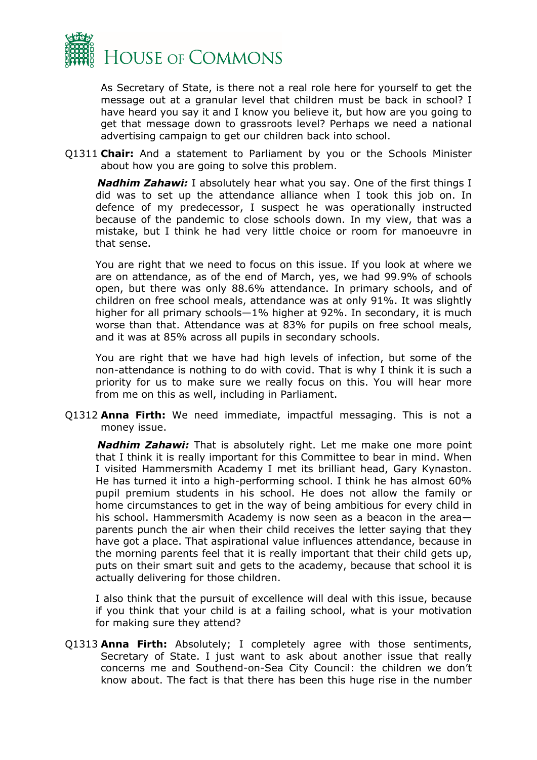As Secretary of State, is there not a real role here for yourself to get the message out at a granular level that children must be back in school? I have heard you say it and I know you believe it, but how are you going to get that message down to grassroots level? Perhaps we need a national advertising campaign to get our children back into school.

Q1311 **Chair:** And a statement to Parliament by you or the Schools Minister about how you are going to solve this problem.

***Nadhim Zahawi:*** I absolutely hear what you say. One of the first things I did was to set up the attendance alliance when I took this job on. In defence of my predecessor, I suspect he was operationally instructed because of the pandemic to close schools down. In my view, that was a mistake, but I think he had very little choice or room for manoeuvre in that sense.

You are right that we need to focus on this issue. If you look at where we are on attendance, as of the end of March, yes, we had 99.9% of schools open, but there was only 88.6% attendance. In primary schools, and of children on free school meals, attendance was at only 91%. It was slightly higher for all primary schools—1% higher at 92%. In secondary, it is much worse than that. Attendance was at 83% for pupils on free school meals, and it was at 85% across all pupils in secondary schools.

You are right that we have had high levels of infection, but some of the non-attendance is nothing to do with covid. That is why I think it is such a priority for us to make sure we really focus on this. You will hear more from me on this as well, including in Parliament.

Q1312 **Anna Firth:** We need immediate, impactful messaging. This is not a money issue.

***Nadhim Zahawi:*** That is absolutely right. Let me make one more point that I think it is really important for this Committee to bear in mind. When I visited Hammersmith Academy I met its brilliant head, Gary Kynaston. He has turned it into a high-performing school. I think he has almost 60% pupil premium students in his school. He does not allow the family or home circumstances to get in the way of being ambitious for every child in his school. Hammersmith Academy is now seen as a beacon in the area—parents punch the air when their child receives the letter saying that they have got a place. That aspirational value influences attendance, because in the morning parents feel that it is really important that their child gets up, puts on their smart suit and gets to the academy, because that school it is actually delivering for those children.

I also think that the pursuit of excellence will deal with this issue, because if you think that your child is at a failing school, what is your motivation for making sure they attend?

Q1313 **Anna Firth:** Absolutely; I completely agree with those sentiments, Secretary of State. I just want to ask about another issue that really concerns me and Southend-on-Sea City Council: the children we don't know about. The fact is that there has been this huge rise in the number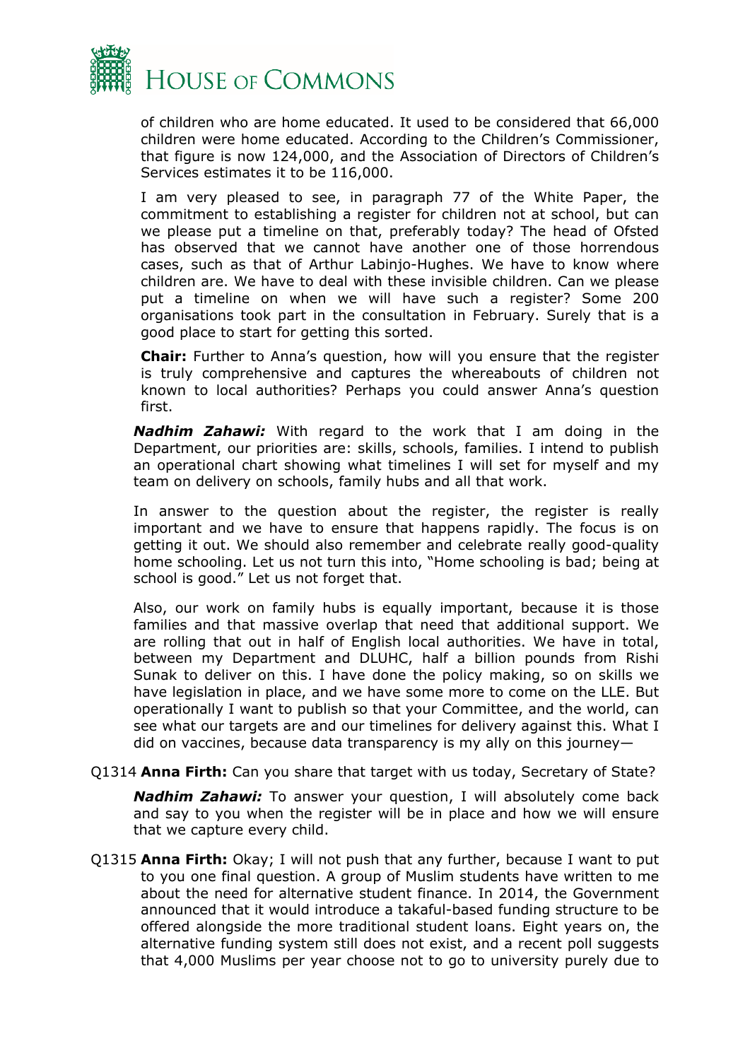of children who are home educated. It used to be considered that 66,000 children were home educated. According to the Children's Commissioner, that figure is now 124,000, and the Association of Directors of Children's Services estimates it to be 116,000.

I am very pleased to see, in paragraph 77 of the White Paper, the commitment to establishing a register for children not at school, but can we please put a timeline on that, preferably today? The head of Ofsted has observed that we cannot have another one of those horrendous cases, such as that of Arthur Labinjo-Hughes. We have to know where children are. We have to deal with these invisible children. Can we please put a timeline on when we will have such a register? Some 200 organisations took part in the consultation in February. Surely that is a good place to start for getting this sorted.

**Chair:** Further to Anna's question, how will you ensure that the register is truly comprehensive and captures the whereabouts of children not known to local authorities? Perhaps you could answer Anna's question first.

***Nadhim Zahawi:*** With regard to the work that I am doing in the Department, our priorities are: skills, schools, families. I intend to publish an operational chart showing what timelines I will set for myself and my team on delivery on schools, family hubs and all that work.

In answer to the question about the register, the register is really important and we have to ensure that happens rapidly. The focus is on getting it out. We should also remember and celebrate really good-quality home schooling. Let us not turn this into, "Home schooling is bad; being at school is good." Let us not forget that.

Also, our work on family hubs is equally important, because it is those families and that massive overlap that need that additional support. We are rolling that out in half of English local authorities. We have in total, between my Department and DLUHC, half a billion pounds from Rishi Sunak to deliver on this. I have done the policy making, so on skills we have legislation in place, and we have some more to come on the LLE. But operationally I want to publish so that your Committee, and the world, can see what our targets are and our timelines for delivery against this. What I did on vaccines, because data transparency is my ally on this journey—

Q1314 **Anna Firth:** Can you share that target with us today, Secretary of State?

***Nadhim Zahawi:*** To answer your question, I will absolutely come back and say to you when the register will be in place and how we will ensure that we capture every child.

Q1315 **Anna Firth:** Okay; I will not push that any further, because I want to put to you one final question. A group of Muslim students have written to me about the need for alternative student finance. In 2014, the Government announced that it would introduce a takaful-based funding structure to be offered alongside the more traditional student loans. Eight years on, the alternative funding system still does not exist, and a recent poll suggests that 4,000 Muslims per year choose not to go to university purely due to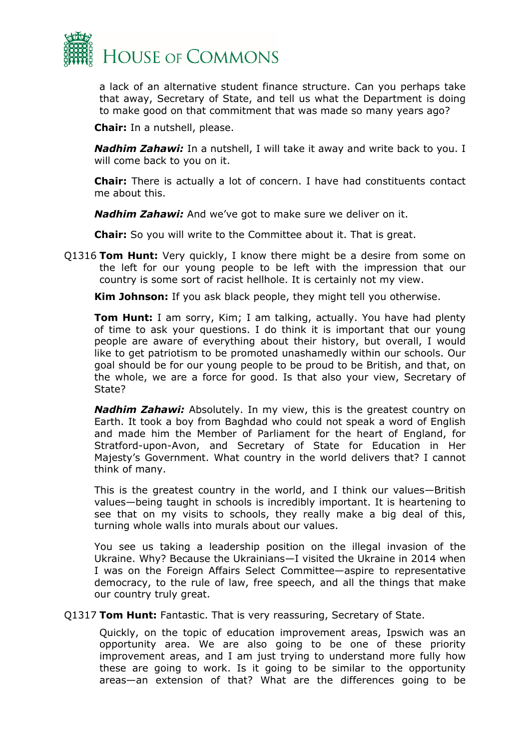a lack of an alternative student finance structure. Can you perhaps take that away, Secretary of State, and tell us what the Department is doing to make good on that commitment that was made so many years ago?

**Chair:** In a nutshell, please.

***Nadhim Zahawi:*** In a nutshell, I will take it away and write back to you. I will come back to you on it.

**Chair:** There is actually a lot of concern. I have had constituents contact me about this.

***Nadhim Zahawi:*** And we've got to make sure we deliver on it.

**Chair:** So you will write to the Committee about it. That is great.

Q1316 **Tom Hunt:** Very quickly, I know there might be a desire from some on the left for our young people to be left with the impression that our country is some sort of racist hellhole. It is certainly not my view.

**Kim Johnson:** If you ask black people, they might tell you otherwise.

**Tom Hunt:** I am sorry, Kim; I am talking, actually. You have had plenty of time to ask your questions. I do think it is important that our young people are aware of everything about their history, but overall, I would like to get patriotism to be promoted unashamedly within our schools. Our goal should be for our young people to be proud to be British, and that, on the whole, we are a force for good. Is that also your view, Secretary of State?

***Nadhim Zahawi:*** Absolutely. In my view, this is the greatest country on Earth. It took a boy from Baghdad who could not speak a word of English and made him the Member of Parliament for the heart of England, for Stratford-upon-Avon, and Secretary of State for Education in Her Majesty's Government. What country in the world delivers that? I cannot think of many.

This is the greatest country in the world, and I think our values—British values—being taught in schools is incredibly important. It is heartening to see that on my visits to schools, they really make a big deal of this, turning whole walls into murals about our values.

You see us taking a leadership position on the illegal invasion of the Ukraine. Why? Because the Ukrainians—I visited the Ukraine in 2014 when I was on the Foreign Affairs Select Committee—aspire to representative democracy, to the rule of law, free speech, and all the things that make our country truly great.

Q1317 **Tom Hunt:** Fantastic. That is very reassuring, Secretary of State.

Quickly, on the topic of education improvement areas, Ipswich was an opportunity area. We are also going to be one of these priority improvement areas, and I am just trying to understand more fully how these are going to work. Is it going to be similar to the opportunity areas—an extension of that? What are the differences going to be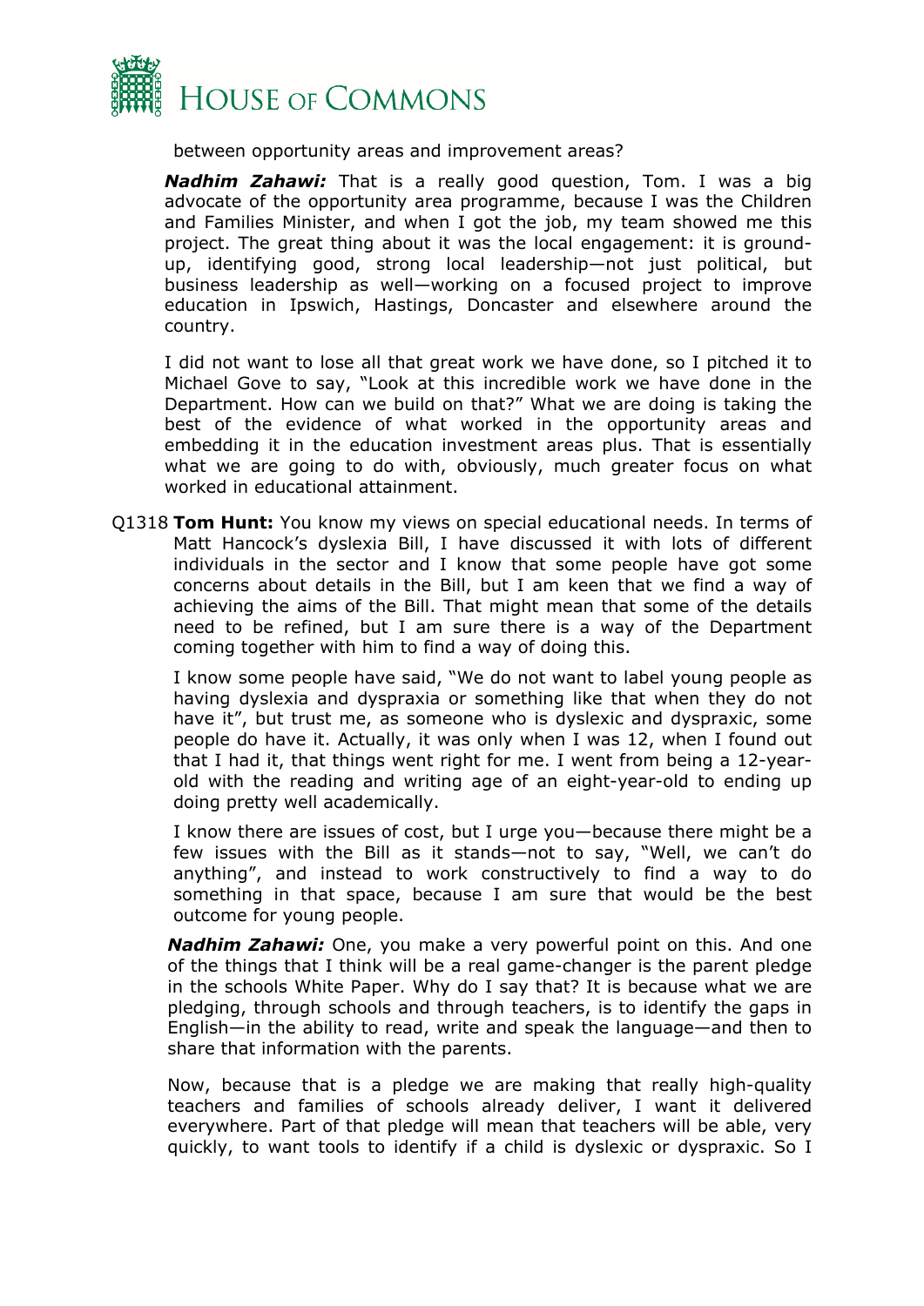between opportunity areas and improvement areas?

***Nadhim Zahawi:*** That is a really good question, Tom. I was a big advocate of the opportunity area programme, because I was the Children and Families Minister, and when I got the job, my team showed me this project. The great thing about it was the local engagement: it is ground-up, identifying good, strong local leadership—not just political, but business leadership as well—working on a focused project to improve education in Ipswich, Hastings, Doncaster and elsewhere around the country.

I did not want to lose all that great work we have done, so I pitched it to Michael Gove to say, "Look at this incredible work we have done in the Department. How can we build on that?" What we are doing is taking the best of the evidence of what worked in the opportunity areas and embedding it in the education investment areas plus. That is essentially what we are going to do with, obviously, much greater focus on what worked in educational attainment.

Q1318 **Tom Hunt:** You know my views on special educational needs. In terms of Matt Hancock's dyslexia Bill, I have discussed it with lots of different individuals in the sector and I know that some people have got some concerns about details in the Bill, but I am keen that we find a way of achieving the aims of the Bill. That might mean that some of the details need to be refined, but I am sure there is a way of the Department coming together with him to find a way of doing this.

I know some people have said, "We do not want to label young people as having dyslexia and dyspraxia or something like that when they do not have it", but trust me, as someone who is dyslexic and dyspraxic, some people do have it. Actually, it was only when I was 12, when I found out that I had it, that things went right for me. I went from being a 12-year-old with the reading and writing age of an eight-year-old to ending up doing pretty well academically.

I know there are issues of cost, but I urge you—because there might be a few issues with the Bill as it stands—not to say, "Well, we can't do anything", and instead to work constructively to find a way to do something in that space, because I am sure that would be the best outcome for young people.

***Nadhim Zahawi:*** One, you make a very powerful point on this. And one of the things that I think will be a real game-changer is the parent pledge in the schools White Paper. Why do I say that? It is because what we are pledging, through schools and through teachers, is to identify the gaps in English—in the ability to read, write and speak the language—and then to share that information with the parents.

Now, because that is a pledge we are making that really high-quality teachers and families of schools already deliver, I want it delivered everywhere. Part of that pledge will mean that teachers will be able, very quickly, to want tools to identify if a child is dyslexic or dyspraxic. So I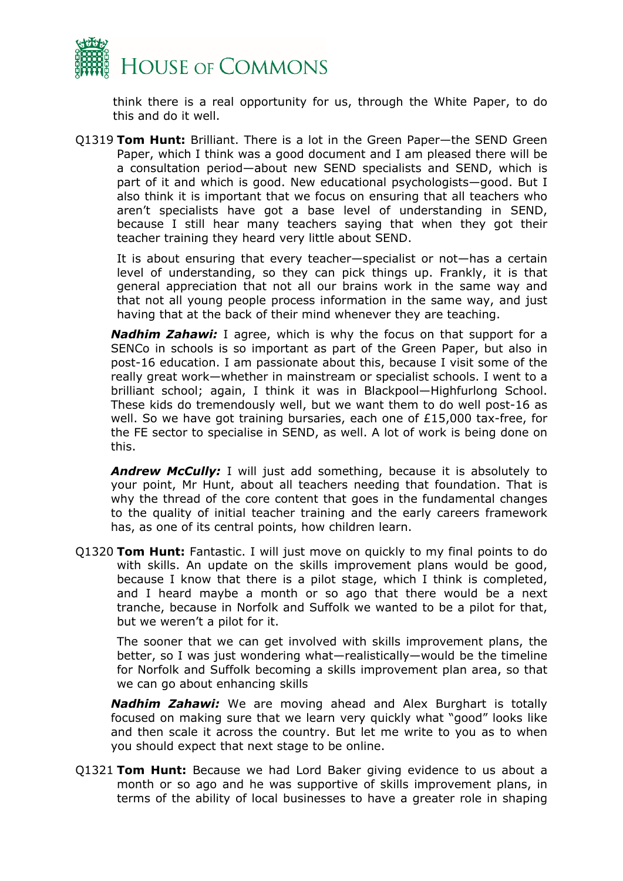think there is a real opportunity for us, through the White Paper, to do this and do it well.

Q1319 **Tom Hunt:** Brilliant. There is a lot in the Green Paper—the SEND Green Paper, which I think was a good document and I am pleased there will be a consultation period—about new SEND specialists and SEND, which is part of it and which is good. New educational psychologists—good. But I also think it is important that we focus on ensuring that all teachers who aren't specialists have got a base level of understanding in SEND, because I still hear many teachers saying that when they got their teacher training they heard very little about SEND.

It is about ensuring that every teacher—specialist or not—has a certain level of understanding, so they can pick things up. Frankly, it is that general appreciation that not all our brains work in the same way and that not all young people process information in the same way, and just having that at the back of their mind whenever they are teaching.

***Nadhim Zahawi:*** I agree, which is why the focus on that support for a SENCo in schools is so important as part of the Green Paper, but also in post-16 education. I am passionate about this, because I visit some of the really great work—whether in mainstream or specialist schools. I went to a brilliant school; again, I think it was in Blackpool—Highfurlong School. These kids do tremendously well, but we want them to do well post-16 as well. So we have got training bursaries, each one of £15,000 tax-free, for the FE sector to specialise in SEND, as well. A lot of work is being done on this.

***Andrew McCully:*** I will just add something, because it is absolutely to your point, Mr Hunt, about all teachers needing that foundation. That is why the thread of the core content that goes in the fundamental changes to the quality of initial teacher training and the early careers framework has, as one of its central points, how children learn.

Q1320 **Tom Hunt:** Fantastic. I will just move on quickly to my final points to do with skills. An update on the skills improvement plans would be good, because I know that there is a pilot stage, which I think is completed, and I heard maybe a month or so ago that there would be a next tranche, because in Norfolk and Suffolk we wanted to be a pilot for that, but we weren't a pilot for it.

The sooner that we can get involved with skills improvement plans, the better, so I was just wondering what—realistically—would be the timeline for Norfolk and Suffolk becoming a skills improvement plan area, so that we can go about enhancing skills

***Nadhim Zahawi:*** We are moving ahead and Alex Burghart is totally focused on making sure that we learn very quickly what "good" looks like and then scale it across the country. But let me write to you as to when you should expect that next stage to be online.

Q1321 **Tom Hunt:** Because we had Lord Baker giving evidence to us about a month or so ago and he was supportive of skills improvement plans, in terms of the ability of local businesses to have a greater role in shaping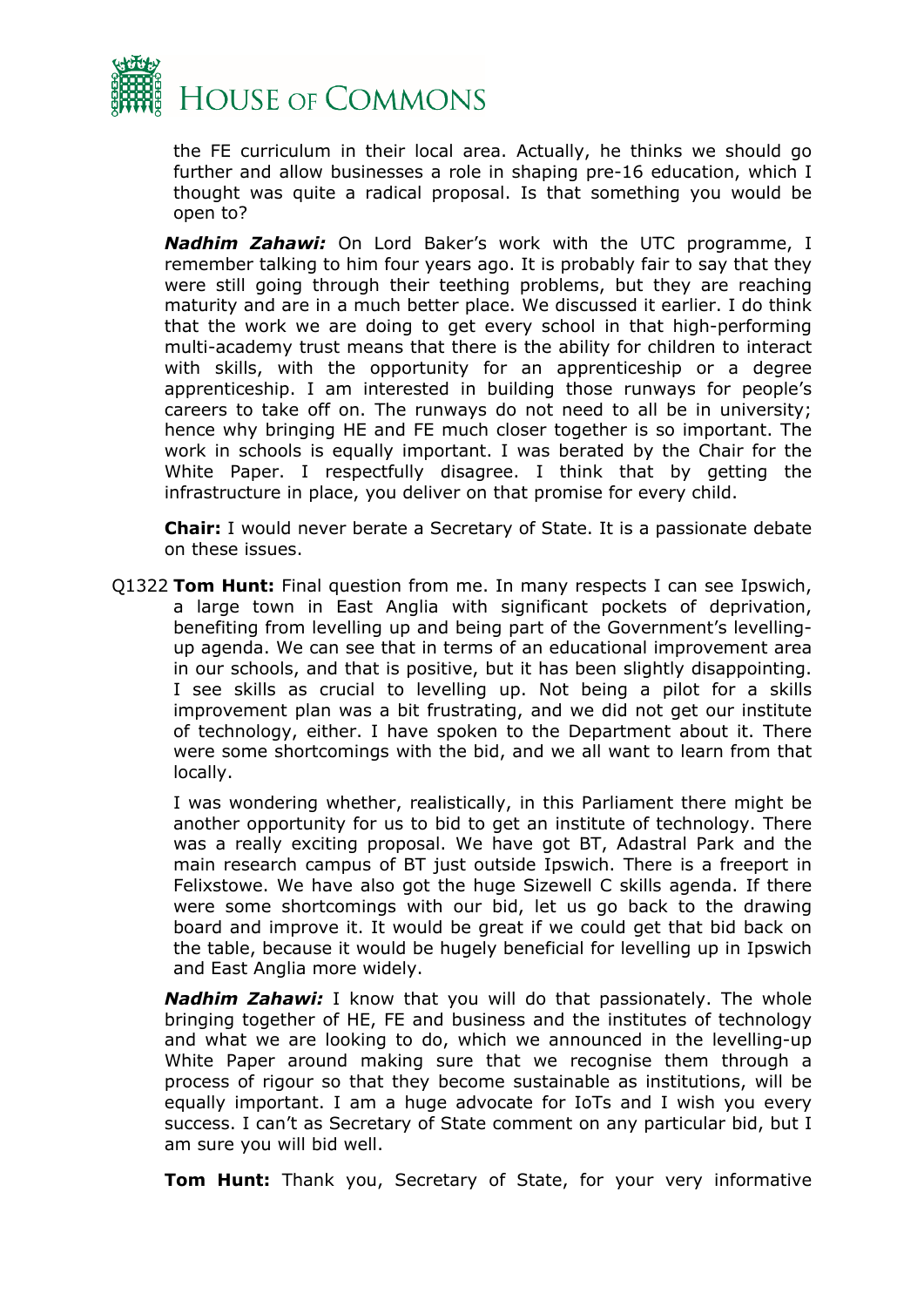the FE curriculum in their local area. Actually, he thinks we should go further and allow businesses a role in shaping pre-16 education, which I thought was quite a radical proposal. Is that something you would be open to?

***Nadhim Zahawi:*** On Lord Baker's work with the UTC programme, I remember talking to him four years ago. It is probably fair to say that they were still going through their teething problems, but they are reaching maturity and are in a much better place. We discussed it earlier. I do think that the work we are doing to get every school in that high-performing multi-academy trust means that there is the ability for children to interact with skills, with the opportunity for an apprenticeship or a degree apprenticeship. I am interested in building those runways for people's careers to take off on. The runways do not need to all be in university; hence why bringing HE and FE much closer together is so important. The work in schools is equally important. I was berated by the Chair for the White Paper. I respectfully disagree. I think that by getting the infrastructure in place, you deliver on that promise for every child.

**Chair:** I would never berate a Secretary of State. It is a passionate debate on these issues.

Q1322 **Tom Hunt:** Final question from me. In many respects I can see Ipswich, a large town in East Anglia with significant pockets of deprivation, benefiting from levelling up and being part of the Government's levelling-up agenda. We can see that in terms of an educational improvement area in our schools, and that is positive, but it has been slightly disappointing. I see skills as crucial to levelling up. Not being a pilot for a skills improvement plan was a bit frustrating, and we did not get our institute of technology, either. I have spoken to the Department about it. There were some shortcomings with the bid, and we all want to learn from that locally.

I was wondering whether, realistically, in this Parliament there might be another opportunity for us to bid to get an institute of technology. There was a really exciting proposal. We have got BT, Adastral Park and the main research campus of BT just outside Ipswich. There is a freeport in Felixstowe. We have also got the huge Sizewell C skills agenda. If there were some shortcomings with our bid, let us go back to the drawing board and improve it. It would be great if we could get that bid back on the table, because it would be hugely beneficial for levelling up in Ipswich and East Anglia more widely.

***Nadhim Zahawi:*** I know that you will do that passionately. The whole bringing together of HE, FE and business and the institutes of technology and what we are looking to do, which we announced in the levelling-up White Paper around making sure that we recognise them through a process of rigour so that they become sustainable as institutions, will be equally important. I am a huge advocate for IoTs and I wish you every success. I can't as Secretary of State comment on any particular bid, but I am sure you will bid well.

**Tom Hunt:** Thank you, Secretary of State, for your very informative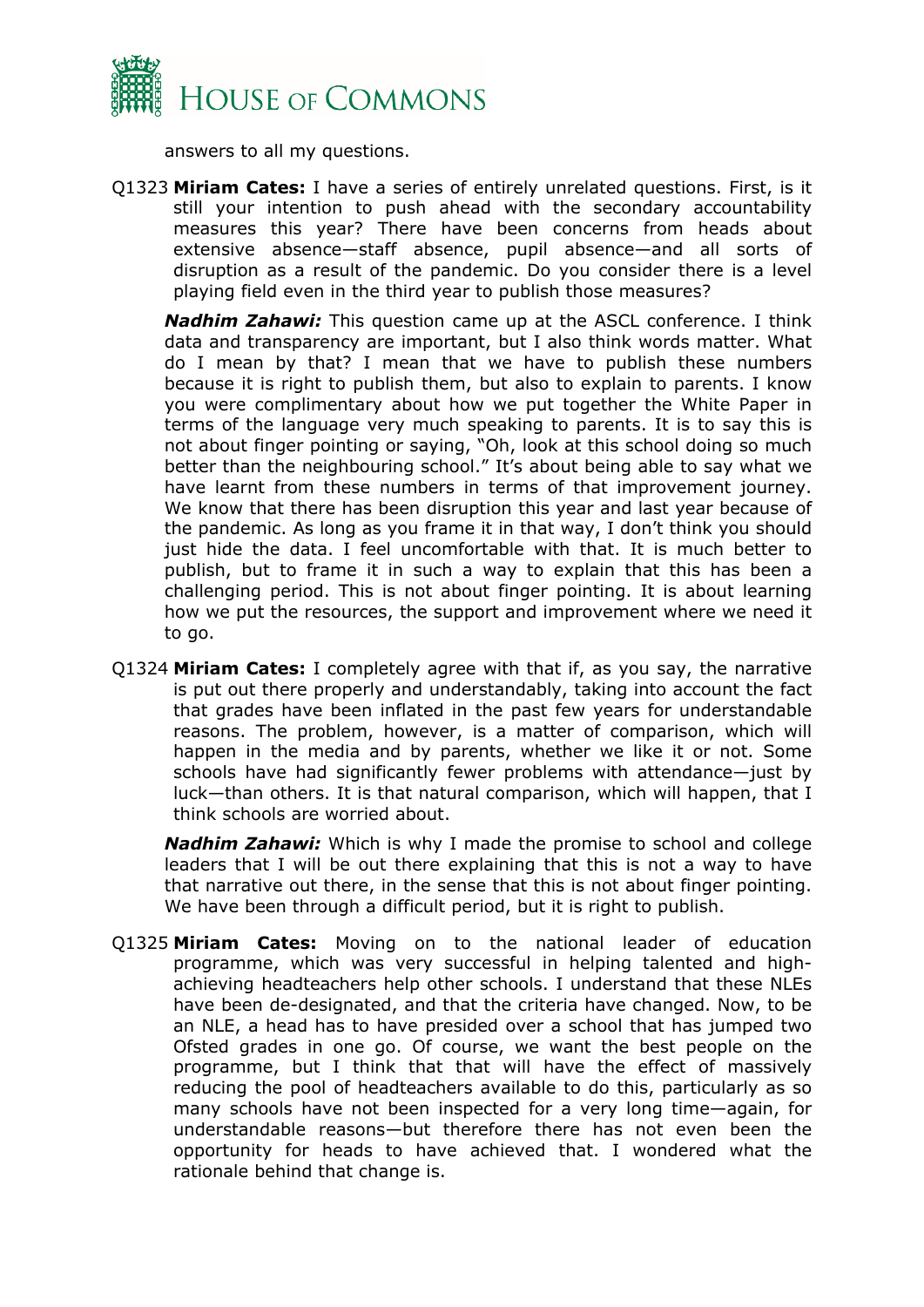answers to all my questions.

Q1323 **Miriam Cates:** I have a series of entirely unrelated questions. First, is it still your intention to push ahead with the secondary accountability measures this year? There have been concerns from heads about extensive absence—staff absence, pupil absence—and all sorts of disruption as a result of the pandemic. Do you consider there is a level playing field even in the third year to publish those measures?

***Nadhim Zahawi:*** This question came up at the ASCL conference. I think data and transparency are important, but I also think words matter. What do I mean by that? I mean that we have to publish these numbers because it is right to publish them, but also to explain to parents. I know you were complimentary about how we put together the White Paper in terms of the language very much speaking to parents. It is to say this is not about finger pointing or saying, "Oh, look at this school doing so much better than the neighbouring school." It's about being able to say what we have learnt from these numbers in terms of that improvement journey. We know that there has been disruption this year and last year because of the pandemic. As long as you frame it in that way, I don't think you should just hide the data. I feel uncomfortable with that. It is much better to publish, but to frame it in such a way to explain that this has been a challenging period. This is not about finger pointing. It is about learning how we put the resources, the support and improvement where we need it to go.

Q1324 **Miriam Cates:** I completely agree with that if, as you say, the narrative is put out there properly and understandably, taking into account the fact that grades have been inflated in the past few years for understandable reasons. The problem, however, is a matter of comparison, which will happen in the media and by parents, whether we like it or not. Some schools have had significantly fewer problems with attendance—just by luck—than others. It is that natural comparison, which will happen, that I think schools are worried about.

***Nadhim Zahawi:*** Which is why I made the promise to school and college leaders that I will be out there explaining that this is not a way to have that narrative out there, in the sense that this is not about finger pointing. We have been through a difficult period, but it is right to publish.

Q1325 **Miriam Cates:** Moving on to the national leader of education programme, which was very successful in helping talented and high-achieving headteachers help other schools. I understand that these NLEs have been de-designated, and that the criteria have changed. Now, to be an NLE, a head has to have presided over a school that has jumped two Ofsted grades in one go. Of course, we want the best people on the programme, but I think that that will have the effect of massively reducing the pool of headteachers available to do this, particularly as so many schools have not been inspected for a very long time—again, for understandable reasons—but therefore there has not even been the opportunity for heads to have achieved that. I wondered what the rationale behind that change is.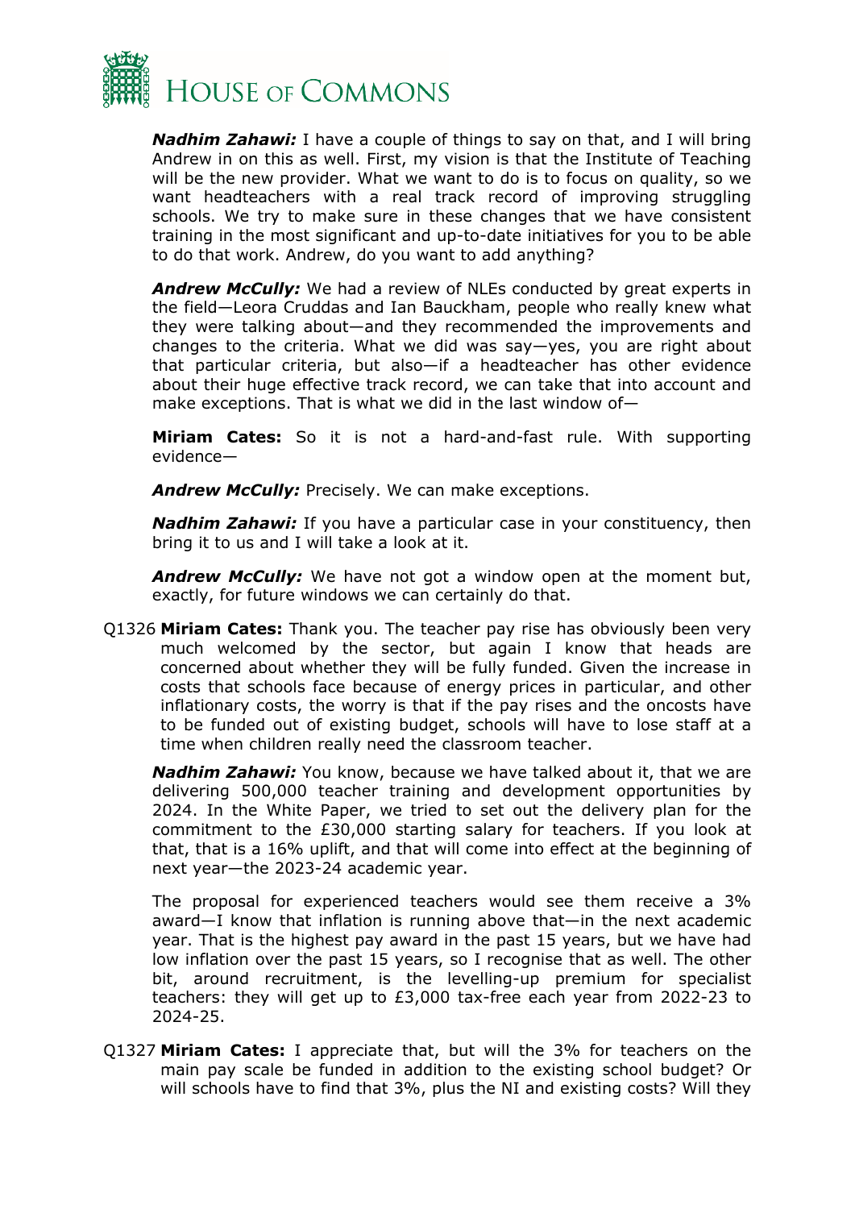***Nadhim Zahawi:*** I have a couple of things to say on that, and I will bring Andrew in on this as well. First, my vision is that the Institute of Teaching will be the new provider. What we want to do is to focus on quality, so we want headteachers with a real track record of improving struggling schools. We try to make sure in these changes that we have consistent training in the most significant and up-to-date initiatives for you to be able to do that work. Andrew, do you want to add anything?

***Andrew McCully:*** We had a review of NLEs conducted by great experts in the field—Leora Cruddas and Ian Bauckham, people who really knew what they were talking about—and they recommended the improvements and changes to the criteria. What we did was say—yes, you are right about that particular criteria, but also—if a headteacher has other evidence about their huge effective track record, we can take that into account and make exceptions. That is what we did in the last window of—

**Miriam Cates:** So it is not a hard-and-fast rule. With supporting evidence—

***Andrew McCully:*** Precisely. We can make exceptions.

***Nadhim Zahawi:*** If you have a particular case in your constituency, then bring it to us and I will take a look at it.

***Andrew McCully:*** We have not got a window open at the moment but, exactly, for future windows we can certainly do that.

Q1326 **Miriam Cates:** Thank you. The teacher pay rise has obviously been very much welcomed by the sector, but again I know that heads are concerned about whether they will be fully funded. Given the increase in costs that schools face because of energy prices in particular, and other inflationary costs, the worry is that if the pay rises and the oncosts have to be funded out of existing budget, schools will have to lose staff at a time when children really need the classroom teacher.

***Nadhim Zahawi:*** You know, because we have talked about it, that we are delivering 500,000 teacher training and development opportunities by 2024. In the White Paper, we tried to set out the delivery plan for the commitment to the £30,000 starting salary for teachers. If you look at that, that is a 16% uplift, and that will come into effect at the beginning of next year—the 2023-24 academic year.

The proposal for experienced teachers would see them receive a 3% award—I know that inflation is running above that—in the next academic year. That is the highest pay award in the past 15 years, but we have had low inflation over the past 15 years, so I recognise that as well. The other bit, around recruitment, is the levelling-up premium for specialist teachers: they will get up to £3,000 tax-free each year from 2022-23 to 2024-25.

Q1327 **Miriam Cates:** I appreciate that, but will the 3% for teachers on the main pay scale be funded in addition to the existing school budget? Or will schools have to find that 3%, plus the NI and existing costs? Will they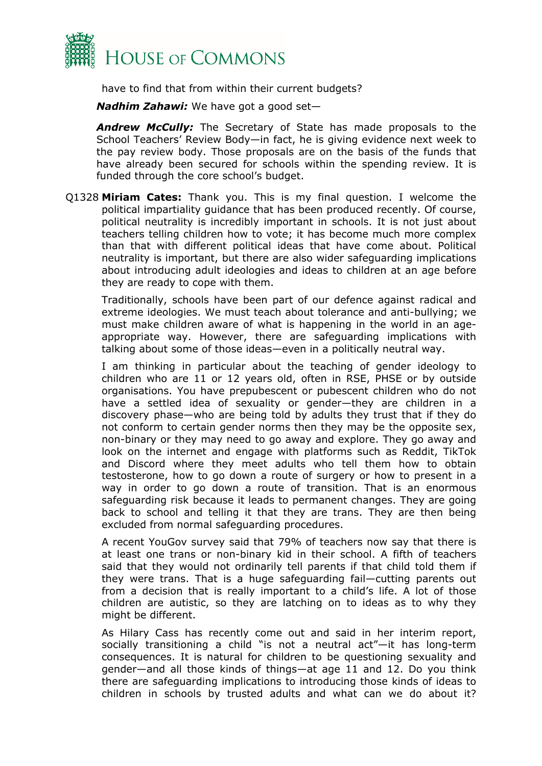have to find that from within their current budgets?

***Nadhim Zahawi:*** We have got a good set—

***Andrew McCully:*** The Secretary of State has made proposals to the School Teachers' Review Body—in fact, he is giving evidence next week to the pay review body. Those proposals are on the basis of the funds that have already been secured for schools within the spending review. It is funded through the core school's budget.

Q1328 **Miriam Cates:** Thank you. This is my final question. I welcome the political impartiality guidance that has been produced recently. Of course, political neutrality is incredibly important in schools. It is not just about teachers telling children how to vote; it has become much more complex than that with different political ideas that have come about. Political neutrality is important, but there are also wider safeguarding implications about introducing adult ideologies and ideas to children at an age before they are ready to cope with them.

Traditionally, schools have been part of our defence against radical and extreme ideologies. We must teach about tolerance and anti-bullying; we must make children aware of what is happening in the world in an age-appropriate way. However, there are safeguarding implications with talking about some of those ideas—even in a politically neutral way.

I am thinking in particular about the teaching of gender ideology to children who are 11 or 12 years old, often in RSE, PHSE or by outside organisations. You have prepubescent or pubescent children who do not have a settled idea of sexuality or gender—they are children in a discovery phase—who are being told by adults they trust that if they do not conform to certain gender norms then they may be the opposite sex, non-binary or they may need to go away and explore. They go away and look on the internet and engage with platforms such as Reddit, TikTok and Discord where they meet adults who tell them how to obtain testosterone, how to go down a route of surgery or how to present in a way in order to go down a route of transition. That is an enormous safeguarding risk because it leads to permanent changes. They are going back to school and telling it that they are trans. They are then being excluded from normal safeguarding procedures.

A recent YouGov survey said that 79% of teachers now say that there is at least one trans or non-binary kid in their school. A fifth of teachers said that they would not ordinarily tell parents if that child told them if they were trans. That is a huge safeguarding fail—cutting parents out from a decision that is really important to a child's life. A lot of those children are autistic, so they are latching on to ideas as to why they might be different.

As Hilary Cass has recently come out and said in her interim report, socially transitioning a child "is not a neutral act"—it has long-term consequences. It is natural for children to be questioning sexuality and gender—and all those kinds of things—at age 11 and 12. Do you think there are safeguarding implications to introducing those kinds of ideas to children in schools by trusted adults and what can we do about it?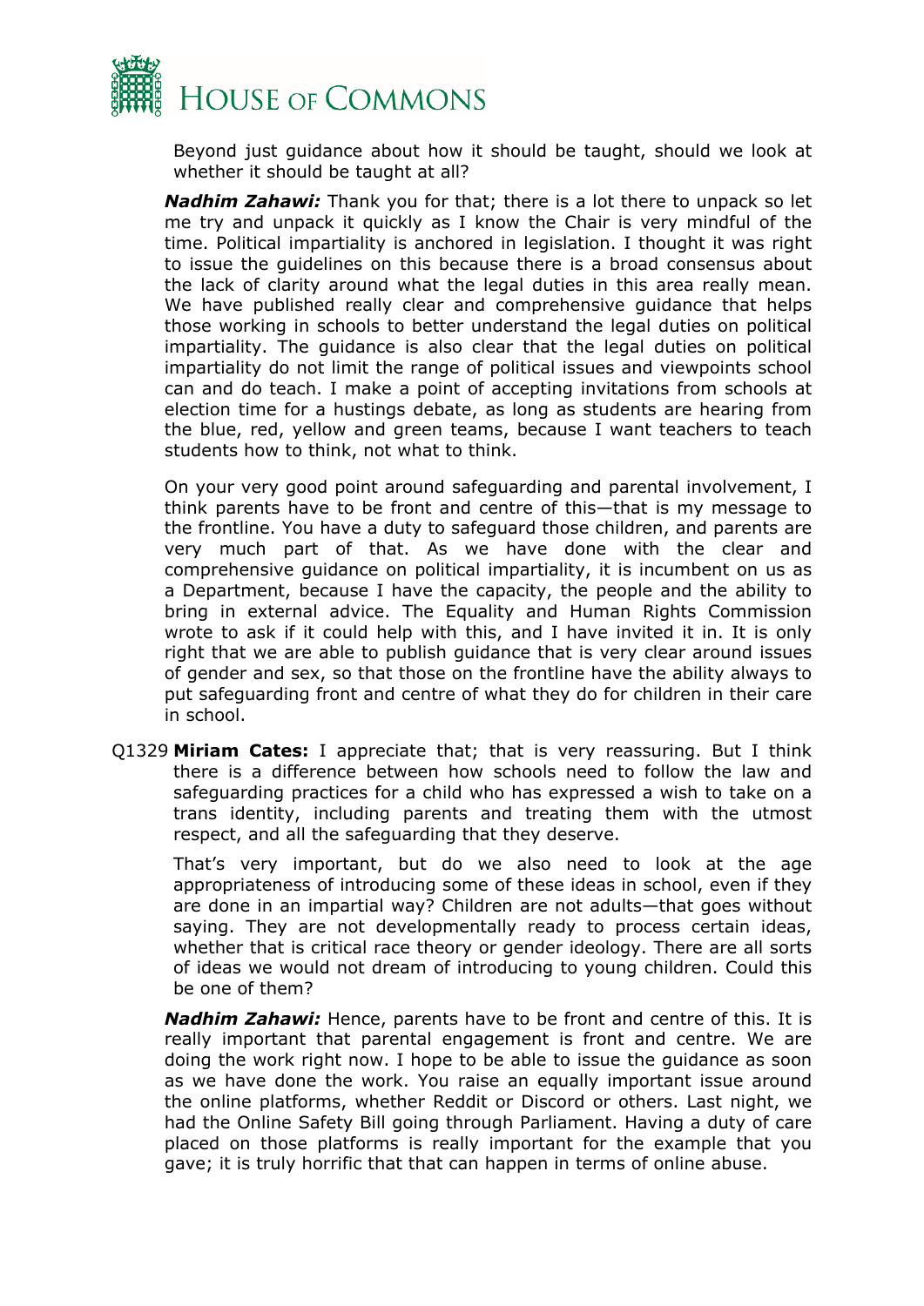Beyond just guidance about how it should be taught, should we look at whether it should be taught at all?

***Nadhim Zahawi:*** Thank you for that; there is a lot there to unpack so let me try and unpack it quickly as I know the Chair is very mindful of the time. Political impartiality is anchored in legislation. I thought it was right to issue the guidelines on this because there is a broad consensus about the lack of clarity around what the legal duties in this area really mean. We have published really clear and comprehensive guidance that helps those working in schools to better understand the legal duties on political impartiality. The guidance is also clear that the legal duties on political impartiality do not limit the range of political issues and viewpoints school can and do teach. I make a point of accepting invitations from schools at election time for a hustings debate, as long as students are hearing from the blue, red, yellow and green teams, because I want teachers to teach students how to think, not what to think.

On your very good point around safeguarding and parental involvement, I think parents have to be front and centre of this—that is my message to the frontline. You have a duty to safeguard those children, and parents are very much part of that. As we have done with the clear and comprehensive guidance on political impartiality, it is incumbent on us as a Department, because I have the capacity, the people and the ability to bring in external advice. The Equality and Human Rights Commission wrote to ask if it could help with this, and I have invited it in. It is only right that we are able to publish guidance that is very clear around issues of gender and sex, so that those on the frontline have the ability always to put safeguarding front and centre of what they do for children in their care in school.

Q1329 **Miriam Cates:** I appreciate that; that is very reassuring. But I think there is a difference between how schools need to follow the law and safeguarding practices for a child who has expressed a wish to take on a trans identity, including parents and treating them with the utmost respect, and all the safeguarding that they deserve.

That's very important, but do we also need to look at the age appropriateness of introducing some of these ideas in school, even if they are done in an impartial way? Children are not adults—that goes without saying. They are not developmentally ready to process certain ideas, whether that is critical race theory or gender ideology. There are all sorts of ideas we would not dream of introducing to young children. Could this be one of them?

***Nadhim Zahawi:*** Hence, parents have to be front and centre of this. It is really important that parental engagement is front and centre. We are doing the work right now. I hope to be able to issue the guidance as soon as we have done the work. You raise an equally important issue around the online platforms, whether Reddit or Discord or others. Last night, we had the Online Safety Bill going through Parliament. Having a duty of care placed on those platforms is really important for the example that you gave; it is truly horrific that that can happen in terms of online abuse.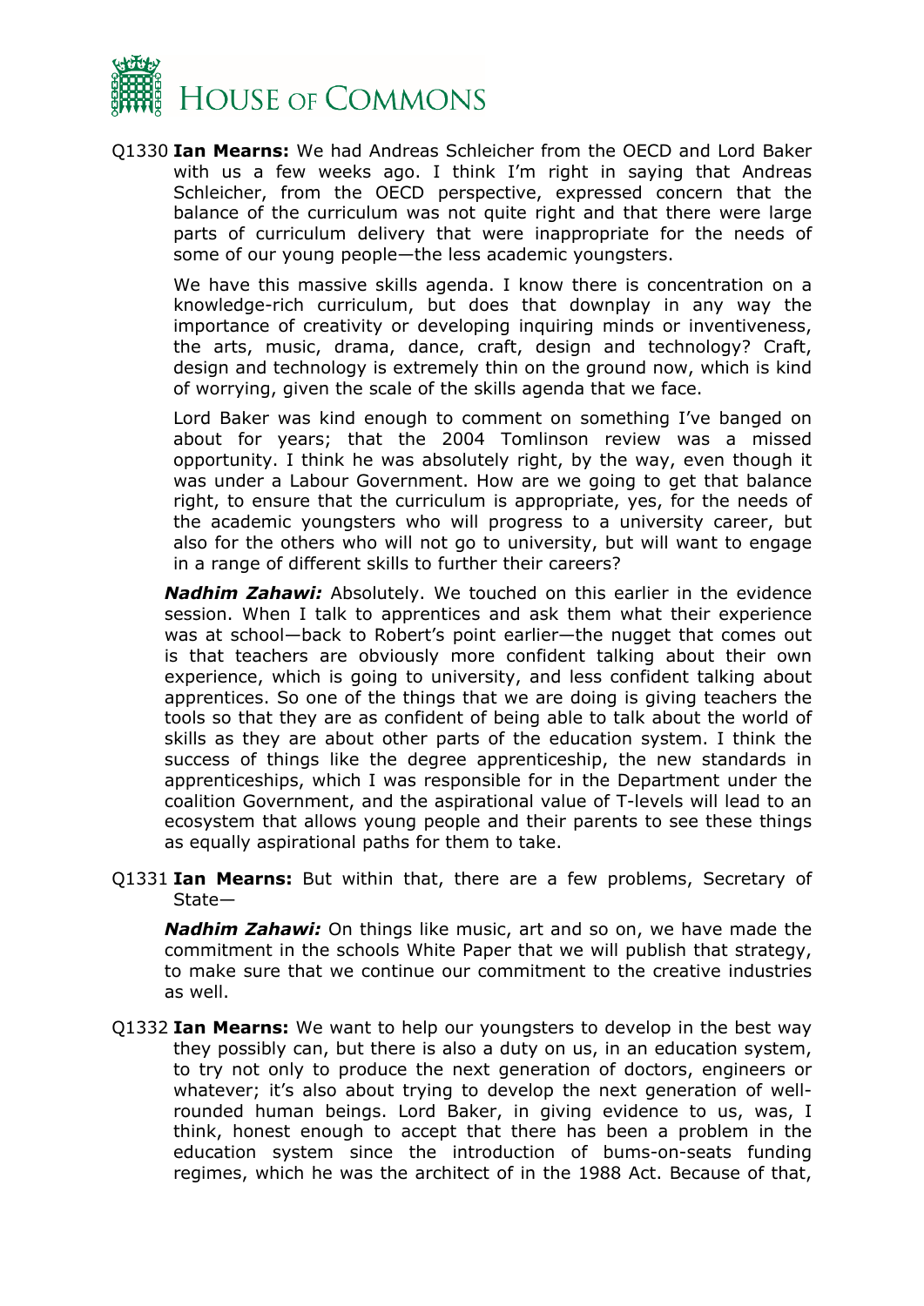Q1330 **Ian Mearns:** We had Andreas Schleicher from the OECD and Lord Baker with us a few weeks ago. I think I'm right in saying that Andreas Schleicher, from the OECD perspective, expressed concern that the balance of the curriculum was not quite right and that there were large parts of curriculum delivery that were inappropriate for the needs of some of our young people—the less academic youngsters.

We have this massive skills agenda. I know there is concentration on a knowledge-rich curriculum, but does that downplay in any way the importance of creativity or developing inquiring minds or inventiveness, the arts, music, drama, dance, craft, design and technology? Craft, design and technology is extremely thin on the ground now, which is kind of worrying, given the scale of the skills agenda that we face.

Lord Baker was kind enough to comment on something I've banged on about for years; that the 2004 Tomlinson review was a missed opportunity. I think he was absolutely right, by the way, even though it was under a Labour Government. How are we going to get that balance right, to ensure that the curriculum is appropriate, yes, for the needs of the academic youngsters who will progress to a university career, but also for the others who will not go to university, but will want to engage in a range of different skills to further their careers?

***Nadhim Zahawi:*** Absolutely. We touched on this earlier in the evidence session. When I talk to apprentices and ask them what their experience was at school—back to Robert's point earlier—the nugget that comes out is that teachers are obviously more confident talking about their own experience, which is going to university, and less confident talking about apprentices. So one of the things that we are doing is giving teachers the tools so that they are as confident of being able to talk about the world of skills as they are about other parts of the education system. I think the success of things like the degree apprenticeship, the new standards in apprenticeships, which I was responsible for in the Department under the coalition Government, and the aspirational value of T-levels will lead to an ecosystem that allows young people and their parents to see these things as equally aspirational paths for them to take.

Q1331 **Ian Mearns:** But within that, there are a few problems, Secretary of State—

***Nadhim Zahawi:*** On things like music, art and so on, we have made the commitment in the schools White Paper that we will publish that strategy, to make sure that we continue our commitment to the creative industries as well.

Q1332 **Ian Mearns:** We want to help our youngsters to develop in the best way they possibly can, but there is also a duty on us, in an education system, to try not only to produce the next generation of doctors, engineers or whatever; it's also about trying to develop the next generation of well-rounded human beings. Lord Baker, in giving evidence to us, was, I think, honest enough to accept that there has been a problem in the education system since the introduction of bums-on-seats funding regimes, which he was the architect of in the 1988 Act. Because of that,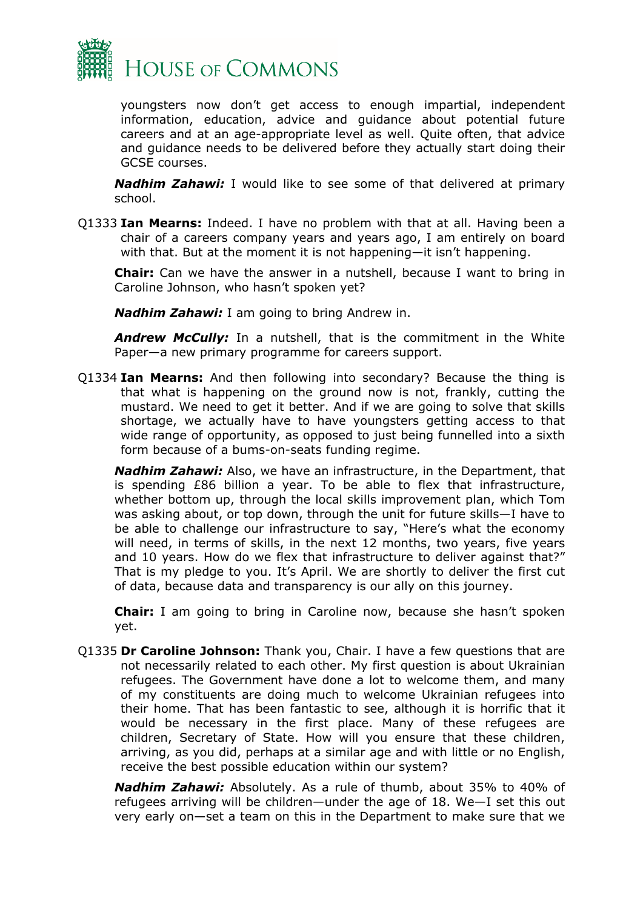youngsters now don't get access to enough impartial, independent information, education, advice and guidance about potential future careers and at an age-appropriate level as well. Quite often, that advice and guidance needs to be delivered before they actually start doing their GCSE courses.

***Nadhim Zahawi:*** I would like to see some of that delivered at primary school.

Q1333 **Ian Mearns:** Indeed. I have no problem with that at all. Having been a chair of a careers company years and years ago, I am entirely on board with that. But at the moment it is not happening—it isn't happening.

**Chair:** Can we have the answer in a nutshell, because I want to bring in Caroline Johnson, who hasn't spoken yet?

***Nadhim Zahawi:*** I am going to bring Andrew in.

***Andrew McCully:*** In a nutshell, that is the commitment in the White Paper—a new primary programme for careers support.

Q1334 **Ian Mearns:** And then following into secondary? Because the thing is that what is happening on the ground now is not, frankly, cutting the mustard. We need to get it better. And if we are going to solve that skills shortage, we actually have to have youngsters getting access to that wide range of opportunity, as opposed to just being funnelled into a sixth form because of a bums-on-seats funding regime.

***Nadhim Zahawi:*** Also, we have an infrastructure, in the Department, that is spending £86 billion a year. To be able to flex that infrastructure, whether bottom up, through the local skills improvement plan, which Tom was asking about, or top down, through the unit for future skills—I have to be able to challenge our infrastructure to say, "Here's what the economy will need, in terms of skills, in the next 12 months, two years, five years and 10 years. How do we flex that infrastructure to deliver against that?" That is my pledge to you. It's April. We are shortly to deliver the first cut of data, because data and transparency is our ally on this journey.

**Chair:** I am going to bring in Caroline now, because she hasn't spoken yet.

Q1335 **Dr Caroline Johnson:** Thank you, Chair. I have a few questions that are not necessarily related to each other. My first question is about Ukrainian refugees. The Government have done a lot to welcome them, and many of my constituents are doing much to welcome Ukrainian refugees into their home. That has been fantastic to see, although it is horrific that it would be necessary in the first place. Many of these refugees are children, Secretary of State. How will you ensure that these children, arriving, as you did, perhaps at a similar age and with little or no English, receive the best possible education within our system?

***Nadhim Zahawi:*** Absolutely. As a rule of thumb, about 35% to 40% of refugees arriving will be children—under the age of 18. We—I set this out very early on—set a team on this in the Department to make sure that we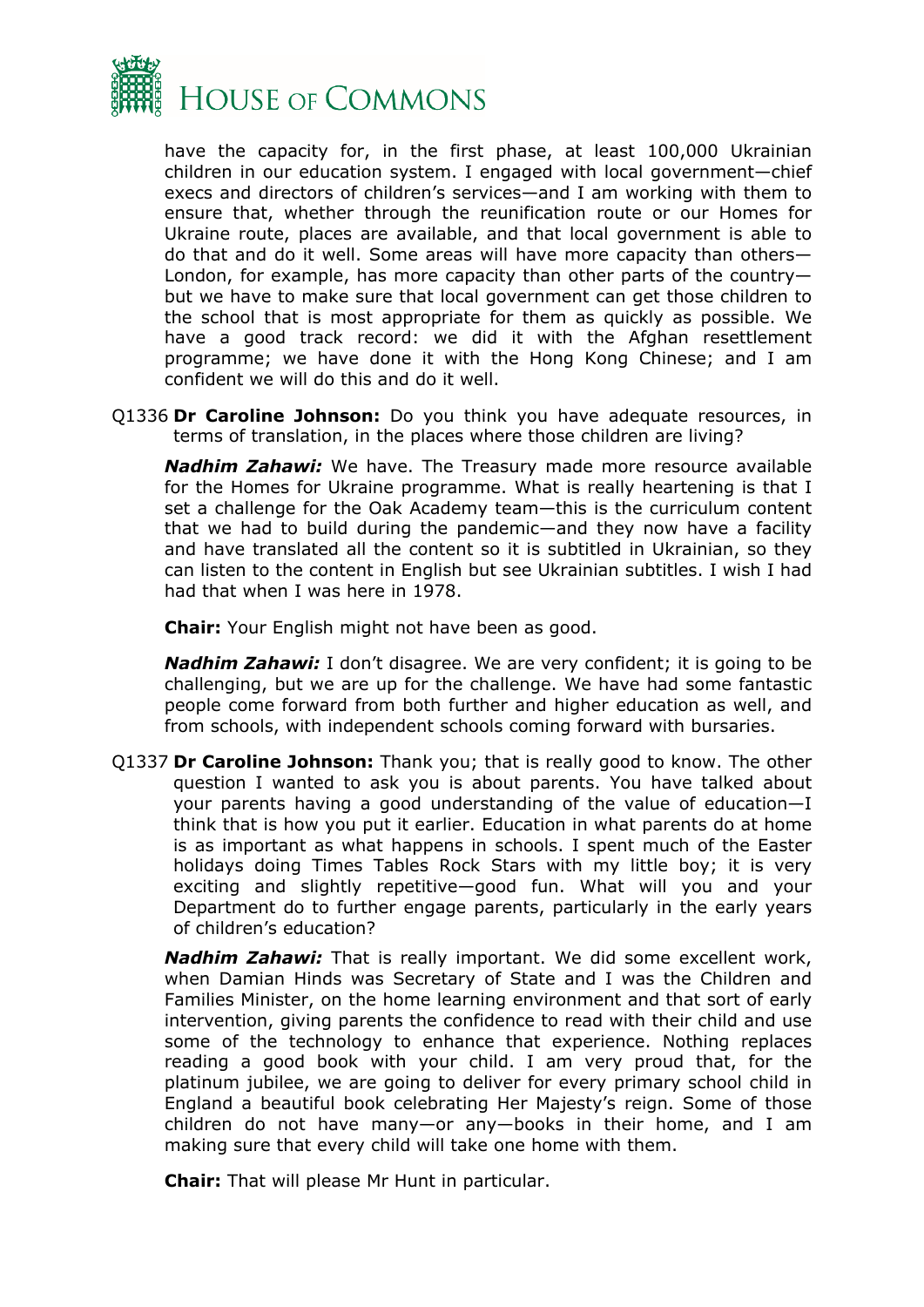have the capacity for, in the first phase, at least 100,000 Ukrainian children in our education system. I engaged with local government—chief execs and directors of children's services—and I am working with them to ensure that, whether through the reunification route or our Homes for Ukraine route, places are available, and that local government is able to do that and do it well. Some areas will have more capacity than others—London, for example, has more capacity than other parts of the country—but we have to make sure that local government can get those children to the school that is most appropriate for them as quickly as possible. We have a good track record: we did it with the Afghan resettlement programme; we have done it with the Hong Kong Chinese; and I am confident we will do this and do it well.

Q1336 **Dr Caroline Johnson:** Do you think you have adequate resources, in terms of translation, in the places where those children are living?

***Nadhim Zahawi:*** We have. The Treasury made more resource available for the Homes for Ukraine programme. What is really heartening is that I set a challenge for the Oak Academy team—this is the curriculum content that we had to build during the pandemic—and they now have a facility and have translated all the content so it is subtitled in Ukrainian, so they can listen to the content in English but see Ukrainian subtitles. I wish I had had that when I was here in 1978.

**Chair:** Your English might not have been as good.

***Nadhim Zahawi:*** I don't disagree. We are very confident; it is going to be challenging, but we are up for the challenge. We have had some fantastic people come forward from both further and higher education as well, and from schools, with independent schools coming forward with bursaries.

Q1337 **Dr Caroline Johnson:** Thank you; that is really good to know. The other question I wanted to ask you is about parents. You have talked about your parents having a good understanding of the value of education—I think that is how you put it earlier. Education in what parents do at home is as important as what happens in schools. I spent much of the Easter holidays doing Times Tables Rock Stars with my little boy; it is very exciting and slightly repetitive—good fun. What will you and your Department do to further engage parents, particularly in the early years of children's education?

***Nadhim Zahawi:*** That is really important. We did some excellent work, when Damian Hinds was Secretary of State and I was the Children and Families Minister, on the home learning environment and that sort of early intervention, giving parents the confidence to read with their child and use some of the technology to enhance that experience. Nothing replaces reading a good book with your child. I am very proud that, for the platinum jubilee, we are going to deliver for every primary school child in England a beautiful book celebrating Her Majesty's reign. Some of those children do not have many—or any—books in their home, and I am making sure that every child will take one home with them.

**Chair:** That will please Mr Hunt in particular.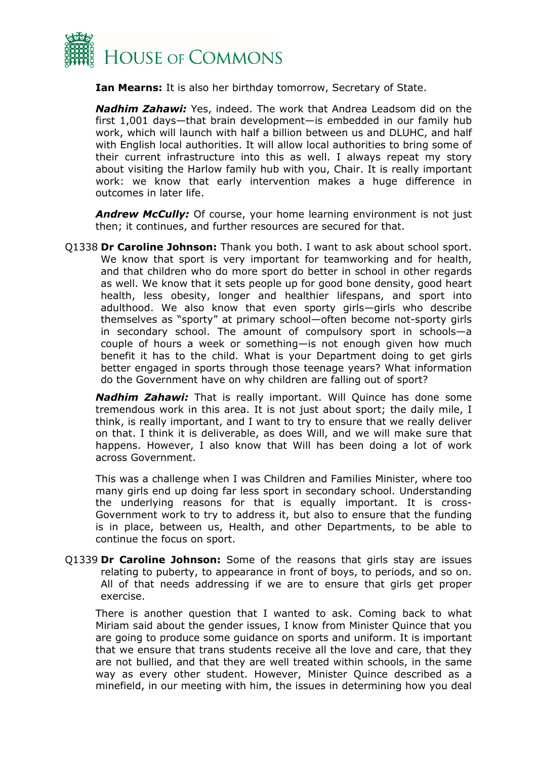**Ian Mearns:** It is also her birthday tomorrow, Secretary of State.

***Nadhim Zahawi:*** Yes, indeed. The work that Andrea Leadsom did on the first 1,001 days—that brain development—is embedded in our family hub work, which will launch with half a billion between us and DLUHC, and half with English local authorities. It will allow local authorities to bring some of their current infrastructure into this as well. I always repeat my story about visiting the Harlow family hub with you, Chair. It is really important work: we know that early intervention makes a huge difference in outcomes in later life.

***Andrew McCully:*** Of course, your home learning environment is not just then; it continues, and further resources are secured for that.

Q1338 **Dr Caroline Johnson:** Thank you both. I want to ask about school sport. We know that sport is very important for teamworking and for health, and that children who do more sport do better in school in other regards as well. We know that it sets people up for good bone density, good heart health, less obesity, longer and healthier lifespans, and sport into adulthood. We also know that even sporty girls—girls who describe themselves as "sporty" at primary school—often become not-sporty girls in secondary school. The amount of compulsory sport in schools—a couple of hours a week or something—is not enough given how much benefit it has to the child. What is your Department doing to get girls better engaged in sports through those teenage years? What information do the Government have on why children are falling out of sport?

***Nadhim Zahawi:*** That is really important. Will Quince has done some tremendous work in this area. It is not just about sport; the daily mile, I think, is really important, and I want to try to ensure that we really deliver on that. I think it is deliverable, as does Will, and we will make sure that happens. However, I also know that Will has been doing a lot of work across Government.

This was a challenge when I was Children and Families Minister, where too many girls end up doing far less sport in secondary school. Understanding the underlying reasons for that is equally important. It is cross-Government work to try to address it, but also to ensure that the funding is in place, between us, Health, and other Departments, to be able to continue the focus on sport.

Q1339 **Dr Caroline Johnson:** Some of the reasons that girls stay are issues relating to puberty, to appearance in front of boys, to periods, and so on. All of that needs addressing if we are to ensure that girls get proper exercise.

There is another question that I wanted to ask. Coming back to what Miriam said about the gender issues, I know from Minister Quince that you are going to produce some guidance on sports and uniform. It is important that we ensure that trans students receive all the love and care, that they are not bullied, and that they are well treated within schools, in the same way as every other student. However, Minister Quince described as a minefield, in our meeting with him, the issues in determining how you deal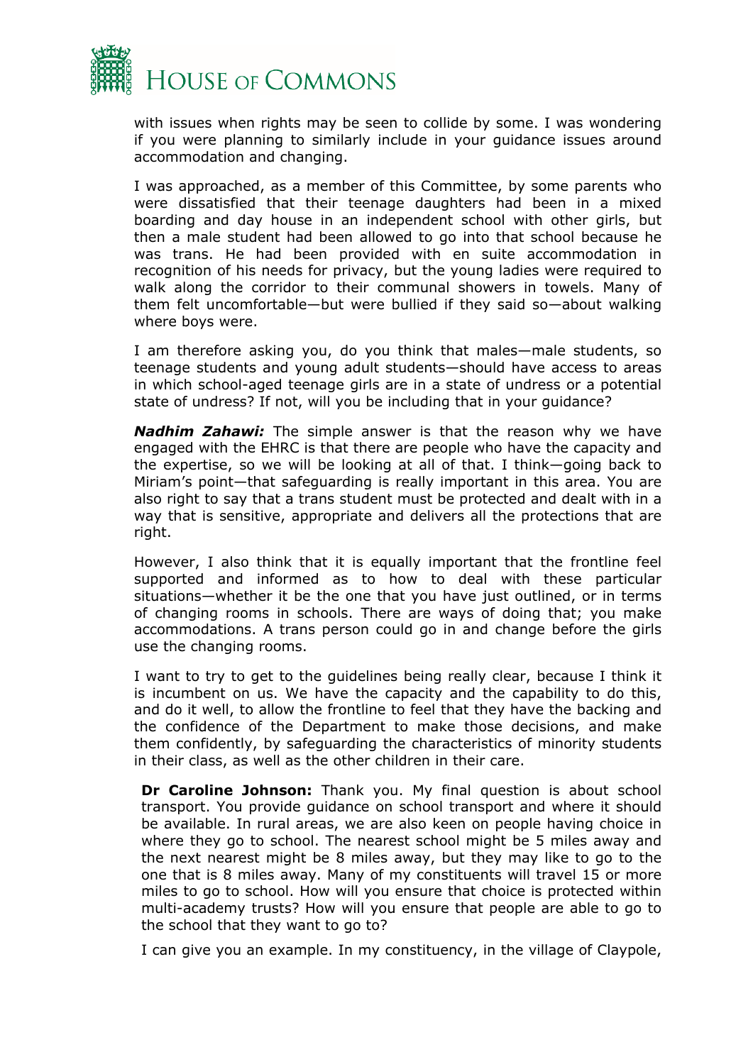with issues when rights may be seen to collide by some. I was wondering if you were planning to similarly include in your guidance issues around accommodation and changing.

I was approached, as a member of this Committee, by some parents who were dissatisfied that their teenage daughters had been in a mixed boarding and day house in an independent school with other girls, but then a male student had been allowed to go into that school because he was trans. He had been provided with en suite accommodation in recognition of his needs for privacy, but the young ladies were required to walk along the corridor to their communal showers in towels. Many of them felt uncomfortable—but were bullied if they said so—about walking where boys were.

I am therefore asking you, do you think that males—male students, so teenage students and young adult students—should have access to areas in which school-aged teenage girls are in a state of undress or a potential state of undress? If not, will you be including that in your guidance?

***Nadhim Zahawi:*** The simple answer is that the reason why we have engaged with the EHRC is that there are people who have the capacity and the expertise, so we will be looking at all of that. I think—going back to Miriam's point—that safeguarding is really important in this area. You are also right to say that a trans student must be protected and dealt with in a way that is sensitive, appropriate and delivers all the protections that are right.

However, I also think that it is equally important that the frontline feel supported and informed as to how to deal with these particular situations—whether it be the one that you have just outlined, or in terms of changing rooms in schools. There are ways of doing that; you make accommodations. A trans person could go in and change before the girls use the changing rooms.

I want to try to get to the guidelines being really clear, because I think it is incumbent on us. We have the capacity and the capability to do this, and do it well, to allow the frontline to feel that they have the backing and the confidence of the Department to make those decisions, and make them confidently, by safeguarding the characteristics of minority students in their class, as well as the other children in their care.

**Dr Caroline Johnson:** Thank you. My final question is about school transport. You provide guidance on school transport and where it should be available. In rural areas, we are also keen on people having choice in where they go to school. The nearest school might be 5 miles away and the next nearest might be 8 miles away, but they may like to go to the one that is 8 miles away. Many of my constituents will travel 15 or more miles to go to school. How will you ensure that choice is protected within multi-academy trusts? How will you ensure that people are able to go to the school that they want to go to?

I can give you an example. In my constituency, in the village of Claypole,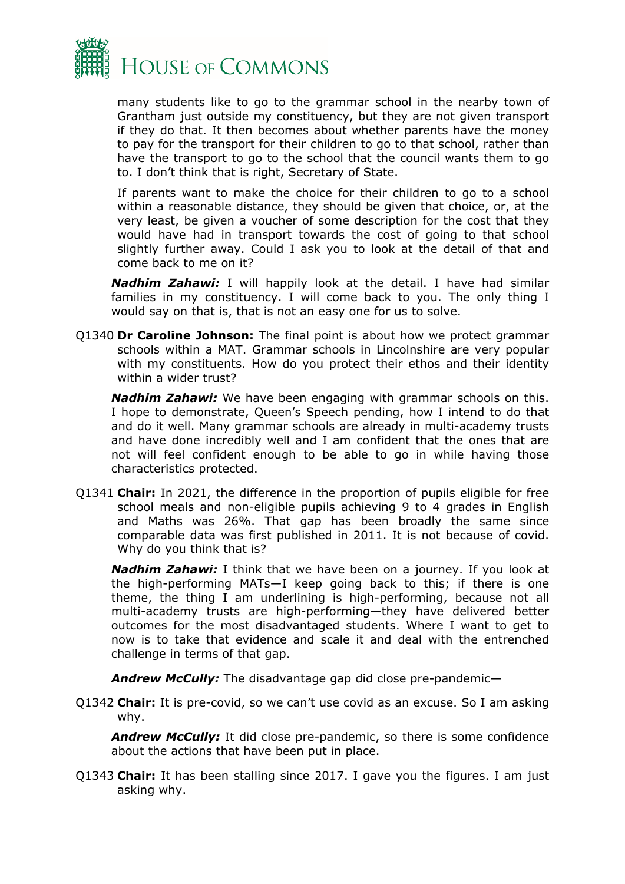many students like to go to the grammar school in the nearby town of Grantham just outside my constituency, but they are not given transport if they do that. It then becomes about whether parents have the money to pay for the transport for their children to go to that school, rather than have the transport to go to the school that the council wants them to go to. I don't think that is right, Secretary of State.

If parents want to make the choice for their children to go to a school within a reasonable distance, they should be given that choice, or, at the very least, be given a voucher of some description for the cost that they would have had in transport towards the cost of going to that school slightly further away. Could I ask you to look at the detail of that and come back to me on it?

***Nadhim Zahawi:*** I will happily look at the detail. I have had similar families in my constituency. I will come back to you. The only thing I would say on that is, that is not an easy one for us to solve.

Q1340 **Dr Caroline Johnson:** The final point is about how we protect grammar schools within a MAT. Grammar schools in Lincolnshire are very popular with my constituents. How do you protect their ethos and their identity within a wider trust?

***Nadhim Zahawi:*** We have been engaging with grammar schools on this. I hope to demonstrate, Queen's Speech pending, how I intend to do that and do it well. Many grammar schools are already in multi-academy trusts and have done incredibly well and I am confident that the ones that are not will feel confident enough to be able to go in while having those characteristics protected.

Q1341 **Chair:** In 2021, the difference in the proportion of pupils eligible for free school meals and non-eligible pupils achieving 9 to 4 grades in English and Maths was 26%. That gap has been broadly the same since comparable data was first published in 2011. It is not because of covid. Why do you think that is?

***Nadhim Zahawi:*** I think that we have been on a journey. If you look at the high-performing MATs—I keep going back to this; if there is one theme, the thing I am underlining is high-performing, because not all multi-academy trusts are high-performing—they have delivered better outcomes for the most disadvantaged students. Where I want to get to now is to take that evidence and scale it and deal with the entrenched challenge in terms of that gap.

***Andrew McCully:*** The disadvantage gap did close pre-pandemic—

Q1342 **Chair:** It is pre-covid, so we can't use covid as an excuse. So I am asking why.

***Andrew McCully:*** It did close pre-pandemic, so there is some confidence about the actions that have been put in place.

Q1343 **Chair:** It has been stalling since 2017. I gave you the figures. I am just asking why.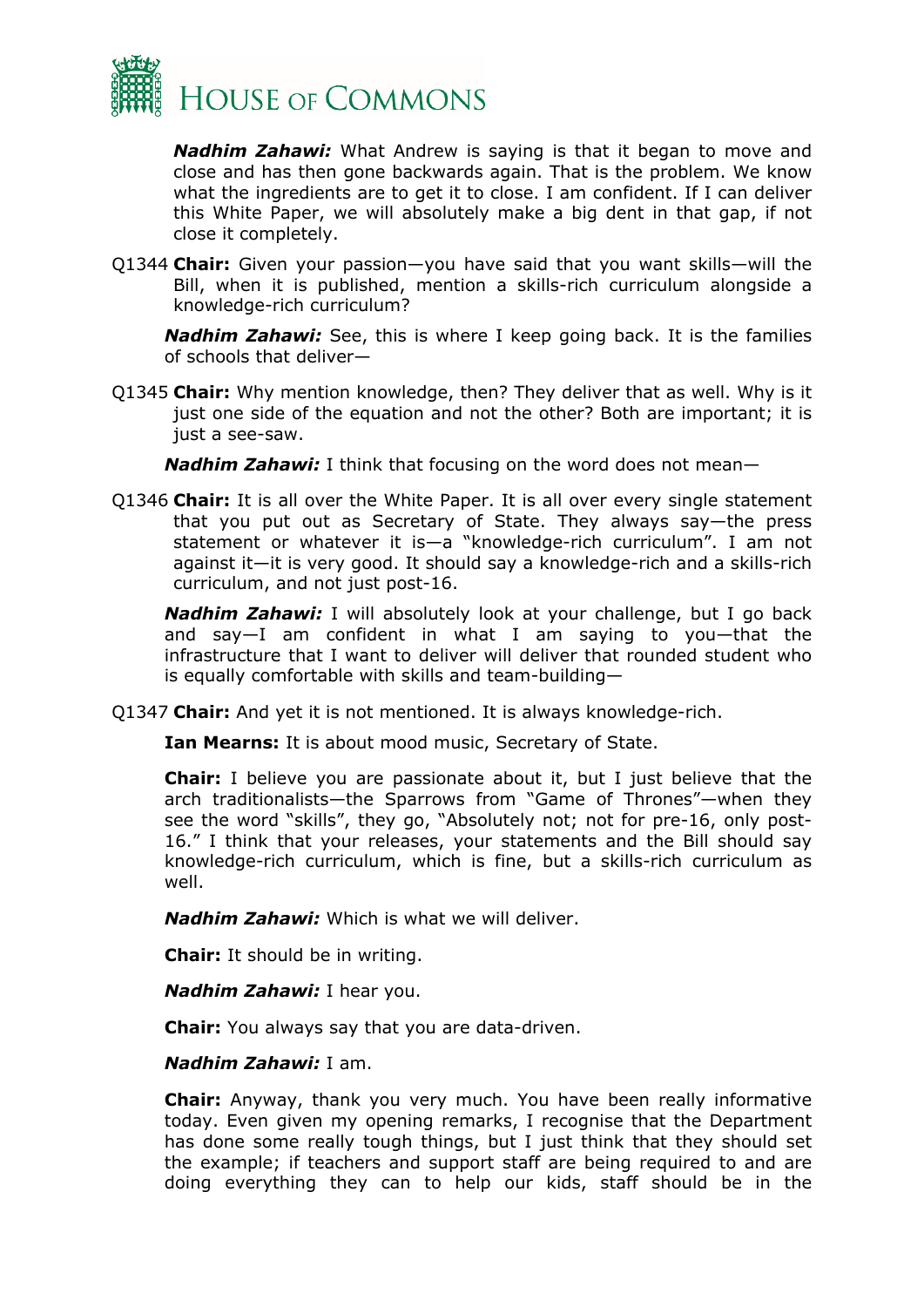***Nadhim Zahawi:*** What Andrew is saying is that it began to move and close and has then gone backwards again. That is the problem. We know what the ingredients are to get it to close. I am confident. If I can deliver this White Paper, we will absolutely make a big dent in that gap, if not close it completely.

Q1344 **Chair:** Given your passion—you have said that you want skills—will the Bill, when it is published, mention a skills-rich curriculum alongside a knowledge-rich curriculum?

***Nadhim Zahawi:*** See, this is where I keep going back. It is the families of schools that deliver—

Q1345 **Chair:** Why mention knowledge, then? They deliver that as well. Why is it just one side of the equation and not the other? Both are important; it is just a see-saw.

***Nadhim Zahawi:*** I think that focusing on the word does not mean—

Q1346 **Chair:** It is all over the White Paper. It is all over every single statement that you put out as Secretary of State. They always say—the press statement or whatever it is—a "knowledge-rich curriculum". I am not against it—it is very good. It should say a knowledge-rich and a skills-rich curriculum, and not just post-16.

***Nadhim Zahawi:*** I will absolutely look at your challenge, but I go back and say—I am confident in what I am saying to you—that the infrastructure that I want to deliver will deliver that rounded student who is equally comfortable with skills and team-building—

Q1347 **Chair:** And yet it is not mentioned. It is always knowledge-rich.

**Ian Mearns:** It is about mood music, Secretary of State.

**Chair:** I believe you are passionate about it, but I just believe that the arch traditionalists—the Sparrows from "Game of Thrones"—when they see the word "skills", they go, "Absolutely not; not for pre-16, only post-16." I think that your releases, your statements and the Bill should say knowledge-rich curriculum, which is fine, but a skills-rich curriculum as well.

***Nadhim Zahawi:*** Which is what we will deliver.

**Chair:** It should be in writing.

***Nadhim Zahawi:*** I hear you.

**Chair:** You always say that you are data-driven.

***Nadhim Zahawi:*** I am.

**Chair:** Anyway, thank you very much. You have been really informative today. Even given my opening remarks, I recognise that the Department has done some really tough things, but I just think that they should set the example; if teachers and support staff are being required to and are doing everything they can to help our kids, staff should be in the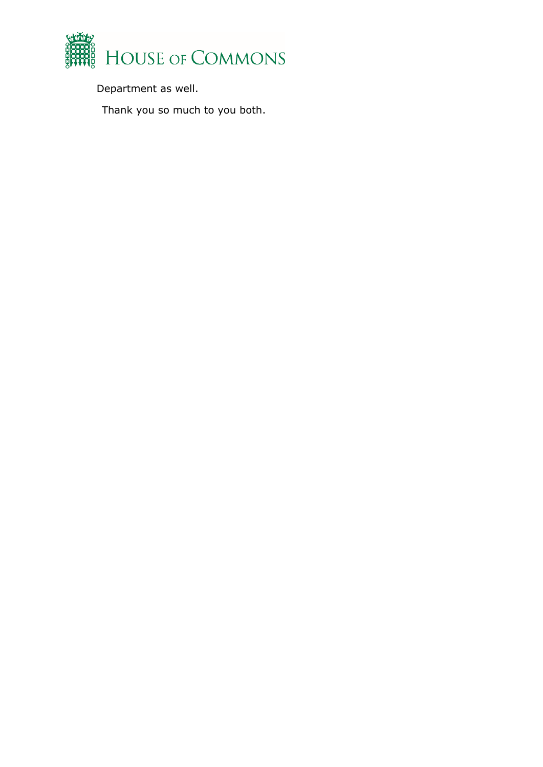Department as well.

Thank you so much to you both.